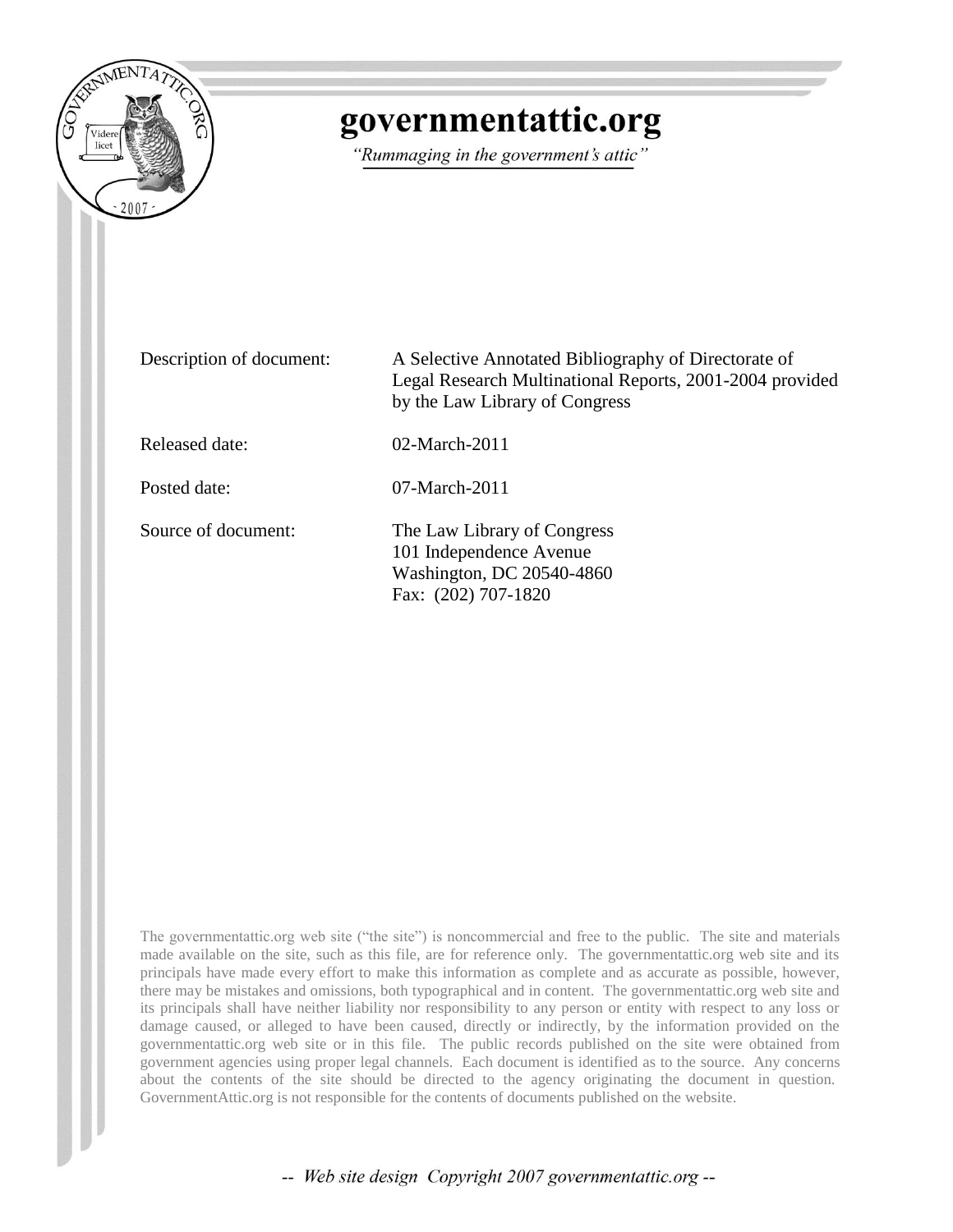# governmentattic.org

*"Rummaging in the government's attic"*

| | |
|---|---|
| Description of document: | A Selective Annotated Bibliography of Directorate of Legal Research Multinational Reports, 2001-2004 provided by the Law Library of Congress |
| Released date: | 02-March-2011 |
| Posted date: | 07-March-2011 |
| Source of document: | The Law Library of Congress<br>101 Independence Avenue<br>Washington, DC 20540-4860<br>Fax: (202) 707-1820 |

The governmentattic.org web site ("the site") is noncommercial and free to the public. The site and materials made available on the site, such as this file, are for reference only. The governmentattic.org web site and its principals have made every effort to make this information as complete and as accurate as possible, however, there may be mistakes and omissions, both typographical and in content. The governmentattic.org web site and its principals shall have neither liability nor responsibility to any person or entity with respect to any loss or damage caused, or alleged to have been caused, directly or indirectly, by the information provided on the governmentattic.org web site or in this file. The public records published on the site were obtained from government agencies using proper legal channels. Each document is identified as to the source. Any concerns about the contents of the site should be directed to the agency originating the document in question. GovernmentAttic.org is not responsible for the contents of documents published on the website.

*-- Web site design Copyright 2007 governmentattic.org --*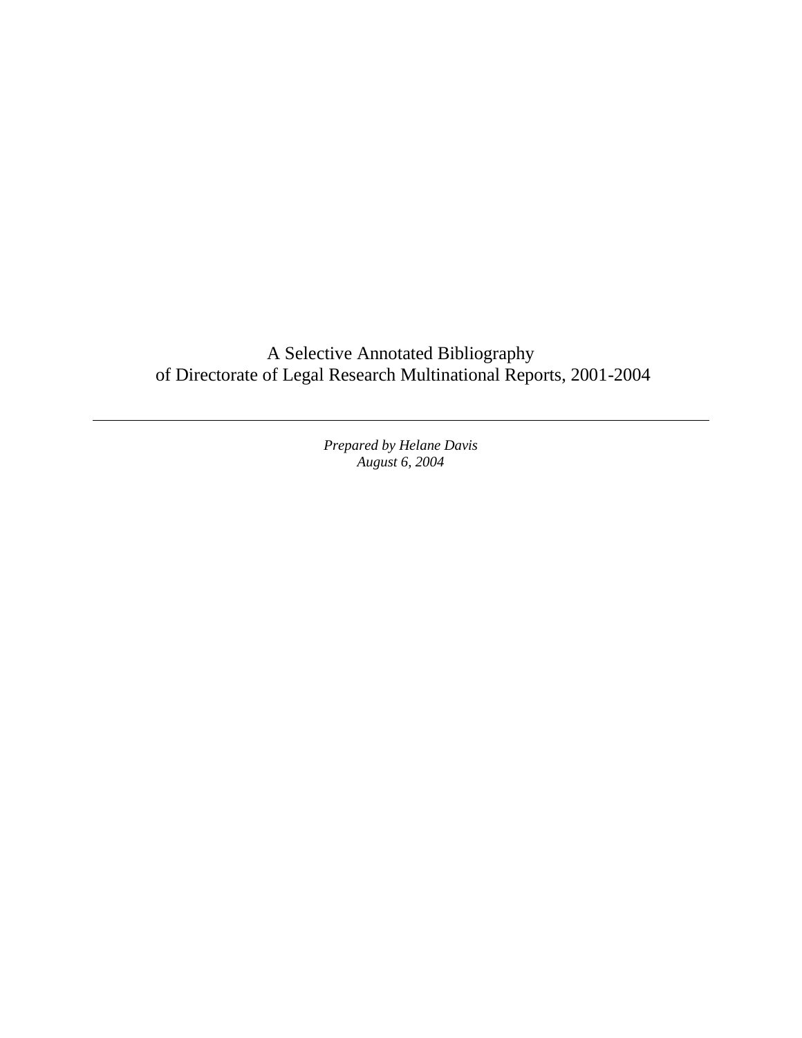# A Selective Annotated Bibliography of Directorate of Legal Research Multinational Reports, 2001-2004

---

*Prepared by Helane Davis*
*August 6, 2004*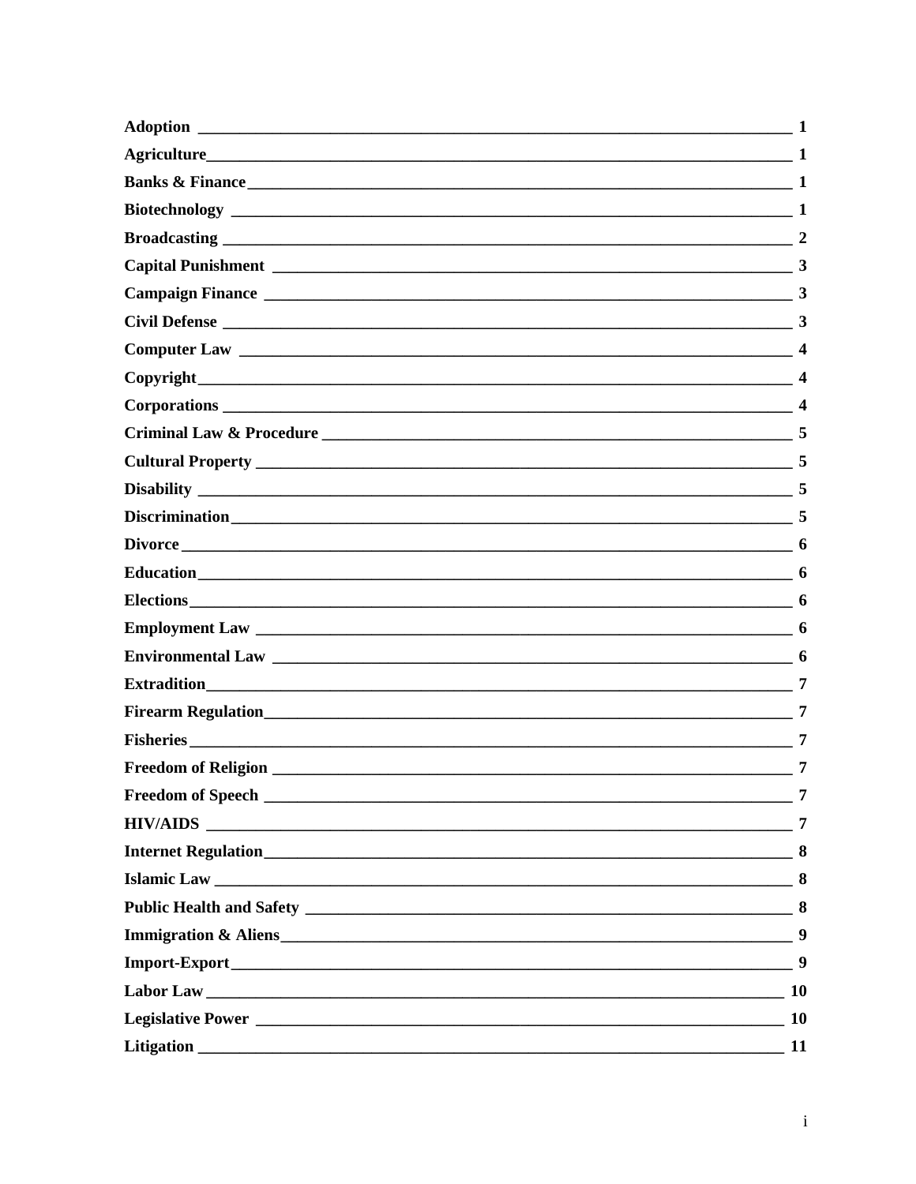**Adoption** ______________________________ **1**

**Agriculture** ______________________________ **1**

**Banks & Finance** ______________________________ **1**

**Biotechnology** ______________________________ **1**

**Broadcasting** ______________________________ **2**

**Capital Punishment** ______________________________ **3**

**Campaign Finance** ______________________________ **3**

**Civil Defense** ______________________________ **3**

**Computer Law** ______________________________ **4**

**Copyright** ______________________________ **4**

**Corporations** ______________________________ **4**

**Criminal Law & Procedure** ______________________________ **5**

**Cultural Property** ______________________________ **5**

**Disability** ______________________________ **5**

**Discrimination** ______________________________ **5**

**Divorce** ______________________________ **6**

**Education** ______________________________ **6**

**Elections** ______________________________ **6**

**Employment Law** ______________________________ **6**

**Environmental Law** ______________________________ **6**

**Extradition** ______________________________ **7**

**Firearm Regulation** ______________________________ **7**

**Fisheries** ______________________________ **7**

**Freedom of Religion** ______________________________ **7**

**Freedom of Speech** ______________________________ **7**

**HIV/AIDS** ______________________________ **7**

**Internet Regulation** ______________________________ **8**

**Islamic Law** ______________________________ **8**

**Public Health and Safety** ______________________________ **8**

**Immigration & Aliens** ______________________________ **9**

**Import-Export** ______________________________ **9**

**Labor Law** ______________________________ **10**

**Legislative Power** ______________________________ **10**

**Litigation** ______________________________ **11**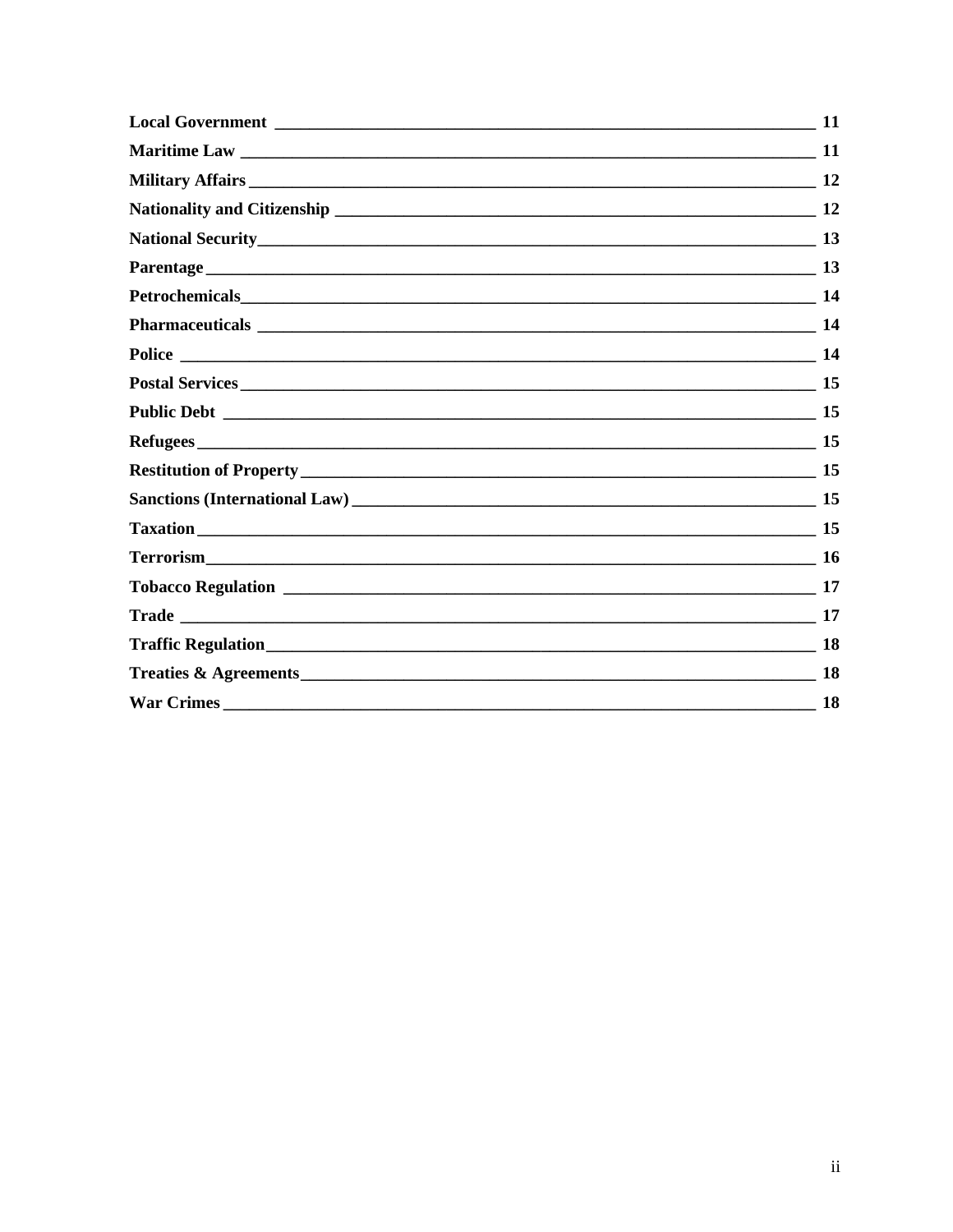**Local Government** ____ 11

**Maritime Law** ____ 11

**Military Affairs** ____ 12

**Nationality and Citizenship** ____ 12

**National Security** ____ 13

**Parentage** ____ 13

**Petrochemicals** ____ 14

**Pharmaceuticals** ____ 14

**Police** ____ 14

**Postal Services** ____ 15

**Public Debt** ____ 15

**Refugees** ____ 15

**Restitution of Property** ____ 15

**Sanctions (International Law)** ____ 15

**Taxation** ____ 15

**Terrorism** ____ 16

**Tobacco Regulation** ____ 17

**Trade** ____ 17

**Traffic Regulation** ____ 18

**Treaties & Agreements** ____ 18

**War Crimes** ____ 18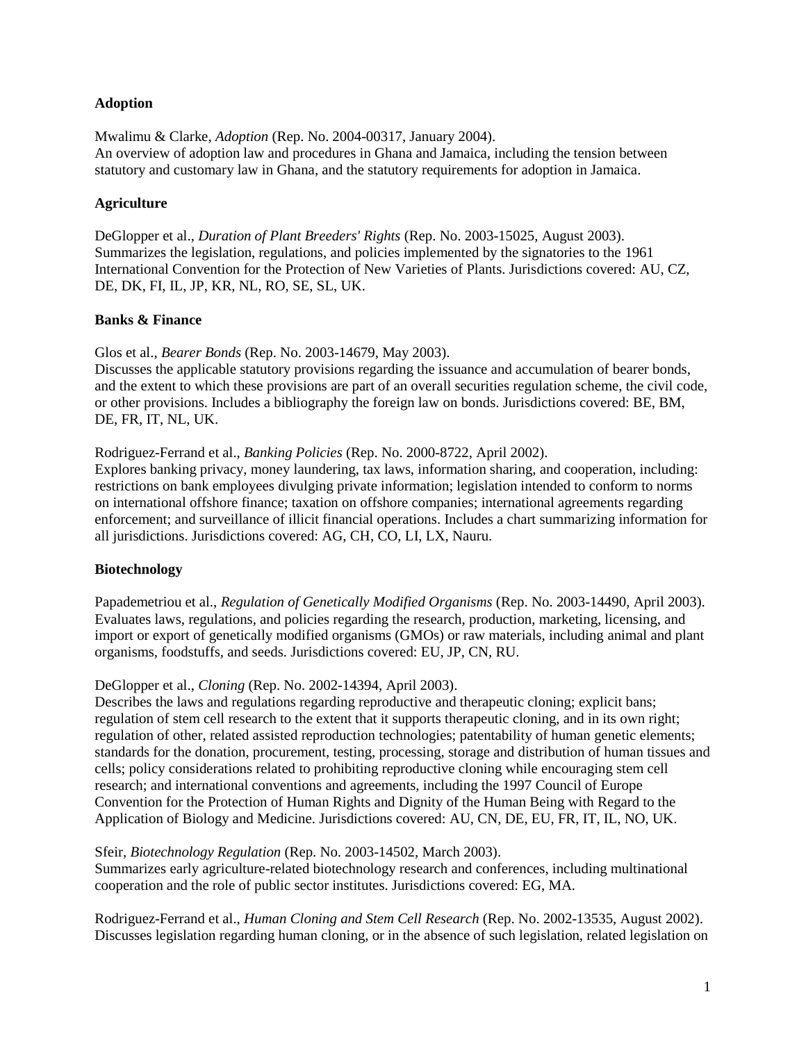### Adoption

Mwalimu & Clarke, *Adoption* (Rep. No. 2004-00317, January 2004).
An overview of adoption law and procedures in Ghana and Jamaica, including the tension between statutory and customary law in Ghana, and the statutory requirements for adoption in Jamaica.

### Agriculture

DeGlopper et al., *Duration of Plant Breeders' Rights* (Rep. No. 2003-15025, August 2003).
Summarizes the legislation, regulations, and policies implemented by the signatories to the 1961 International Convention for the Protection of New Varieties of Plants. Jurisdictions covered: AU, CZ, DE, DK, FI, IL, JP, KR, NL, RO, SE, SL, UK.

### Banks & Finance

Glos et al., *Bearer Bonds* (Rep. No. 2003-14679, May 2003).
Discusses the applicable statutory provisions regarding the issuance and accumulation of bearer bonds, and the extent to which these provisions are part of an overall securities regulation scheme, the civil code, or other provisions. Includes a bibliography the foreign law on bonds. Jurisdictions covered: BE, BM, DE, FR, IT, NL, UK.

Rodriguez-Ferrand et al., *Banking Policies* (Rep. No. 2000-8722, April 2002).
Explores banking privacy, money laundering, tax laws, information sharing, and cooperation, including: restrictions on bank employees divulging private information; legislation intended to conform to norms on international offshore finance; taxation on offshore companies; international agreements regarding enforcement; and surveillance of illicit financial operations. Includes a chart summarizing information for all jurisdictions. Jurisdictions covered: AG, CH, CO, LI, LX, Nauru.

### Biotechnology

Papademetriou et al., *Regulation of Genetically Modified Organisms* (Rep. No. 2003-14490, April 2003).
Evaluates laws, regulations, and policies regarding the research, production, marketing, licensing, and import or export of genetically modified organisms (GMOs) or raw materials, including animal and plant organisms, foodstuffs, and seeds. Jurisdictions covered: EU, JP, CN, RU.

DeGlopper et al., *Cloning* (Rep. No. 2002-14394, April 2003).
Describes the laws and regulations regarding reproductive and therapeutic cloning; explicit bans; regulation of stem cell research to the extent that it supports therapeutic cloning, and in its own right; regulation of other, related assisted reproduction technologies; patentability of human genetic elements; standards for the donation, procurement, testing, processing, storage and distribution of human tissues and cells; policy considerations related to prohibiting reproductive cloning while encouraging stem cell research; and international conventions and agreements, including the 1997 Council of Europe Convention for the Protection of Human Rights and Dignity of the Human Being with Regard to the Application of Biology and Medicine. Jurisdictions covered: AU, CN, DE, EU, FR, IT, IL, NO, UK.

Sfeir, *Biotechnology Regulation* (Rep. No. 2003-14502, March 2003).
Summarizes early agriculture-related biotechnology research and conferences, including multinational cooperation and the role of public sector institutes. Jurisdictions covered: EG, MA.

Rodriguez-Ferrand et al., *Human Cloning and Stem Cell Research* (Rep. No. 2002-13535, August 2002).
Discusses legislation regarding human cloning, or in the absence of such legislation, related legislation on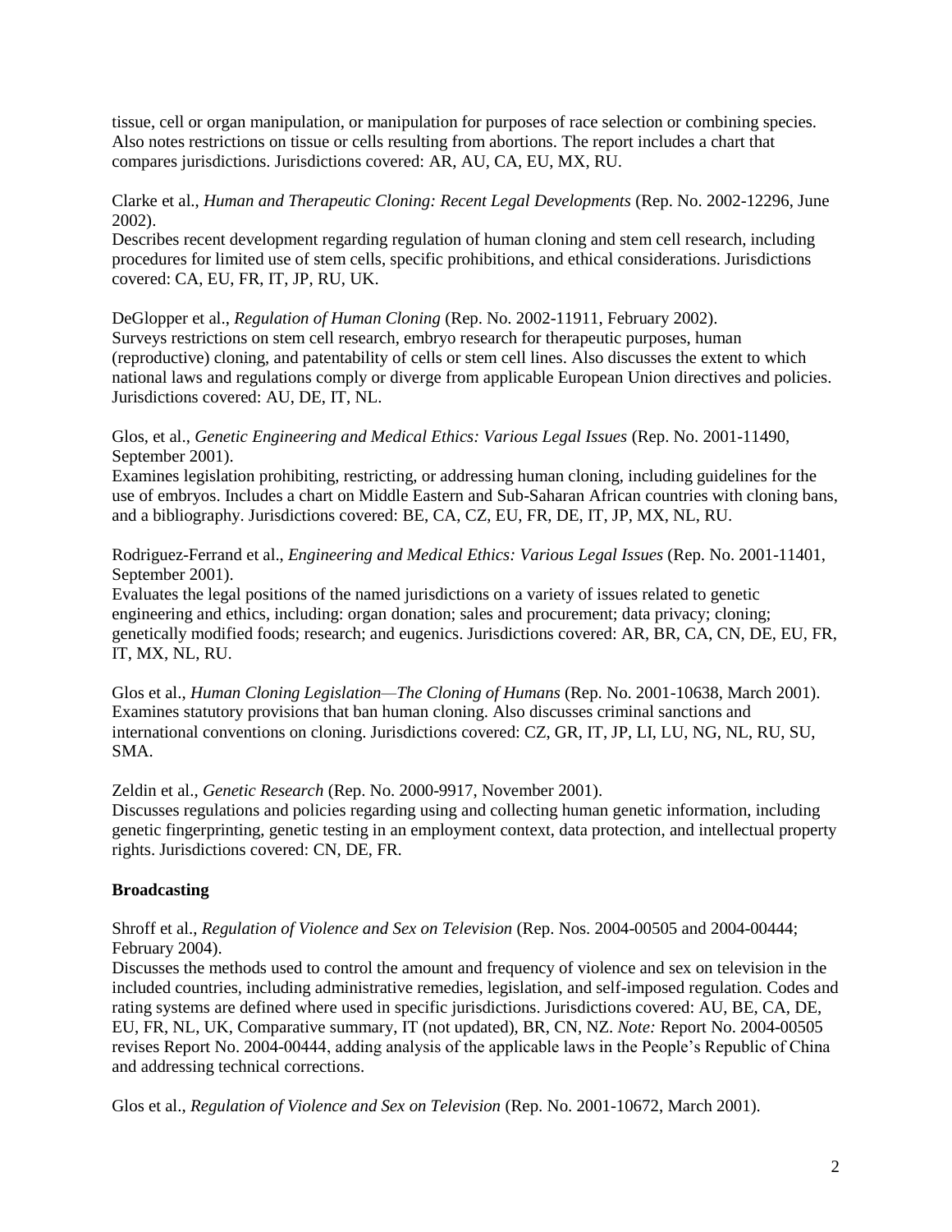tissue, cell or organ manipulation, or manipulation for purposes of race selection or combining species. Also notes restrictions on tissue or cells resulting from abortions. The report includes a chart that compares jurisdictions. Jurisdictions covered: AR, AU, CA, EU, MX, RU.

Clarke et al., *Human and Therapeutic Cloning: Recent Legal Developments* (Rep. No. 2002-12296, June 2002).
Describes recent development regarding regulation of human cloning and stem cell research, including procedures for limited use of stem cells, specific prohibitions, and ethical considerations. Jurisdictions covered: CA, EU, FR, IT, JP, RU, UK.

DeGlopper et al., *Regulation of Human Cloning* (Rep. No. 2002-11911, February 2002).
Surveys restrictions on stem cell research, embryo research for therapeutic purposes, human (reproductive) cloning, and patentability of cells or stem cell lines. Also discusses the extent to which national laws and regulations comply or diverge from applicable European Union directives and policies. Jurisdictions covered: AU, DE, IT, NL.

Glos, et al., *Genetic Engineering and Medical Ethics: Various Legal Issues* (Rep. No. 2001-11490, September 2001).
Examines legislation prohibiting, restricting, or addressing human cloning, including guidelines for the use of embryos. Includes a chart on Middle Eastern and Sub-Saharan African countries with cloning bans, and a bibliography. Jurisdictions covered: BE, CA, CZ, EU, FR, DE, IT, JP, MX, NL, RU.

Rodriguez-Ferrand et al., *Engineering and Medical Ethics: Various Legal Issues* (Rep. No. 2001-11401, September 2001).
Evaluates the legal positions of the named jurisdictions on a variety of issues related to genetic engineering and ethics, including: organ donation; sales and procurement; data privacy; cloning; genetically modified foods; research; and eugenics. Jurisdictions covered: AR, BR, CA, CN, DE, EU, FR, IT, MX, NL, RU.

Glos et al., *Human Cloning Legislation—The Cloning of Humans* (Rep. No. 2001-10638, March 2001).
Examines statutory provisions that ban human cloning. Also discusses criminal sanctions and international conventions on cloning. Jurisdictions covered: CZ, GR, IT, JP, LI, LU, NG, NL, RU, SU, SMA.

Zeldin et al., *Genetic Research* (Rep. No. 2000-9917, November 2001).
Discusses regulations and policies regarding using and collecting human genetic information, including genetic fingerprinting, genetic testing in an employment context, data protection, and intellectual property rights. Jurisdictions covered: CN, DE, FR.

**Broadcasting**

Shroff et al., *Regulation of Violence and Sex on Television* (Rep. Nos. 2004-00505 and 2004-00444; February 2004).
Discusses the methods used to control the amount and frequency of violence and sex on television in the included countries, including administrative remedies, legislation, and self-imposed regulation. Codes and rating systems are defined where used in specific jurisdictions. Jurisdictions covered: AU, BE, CA, DE, EU, FR, NL, UK, Comparative summary, IT (not updated), BR, CN, NZ. *Note:* Report No. 2004-00505 revises Report No. 2004-00444, adding analysis of the applicable laws in the People's Republic of China and addressing technical corrections.

Glos et al., *Regulation of Violence and Sex on Television* (Rep. No. 2001-10672, March 2001).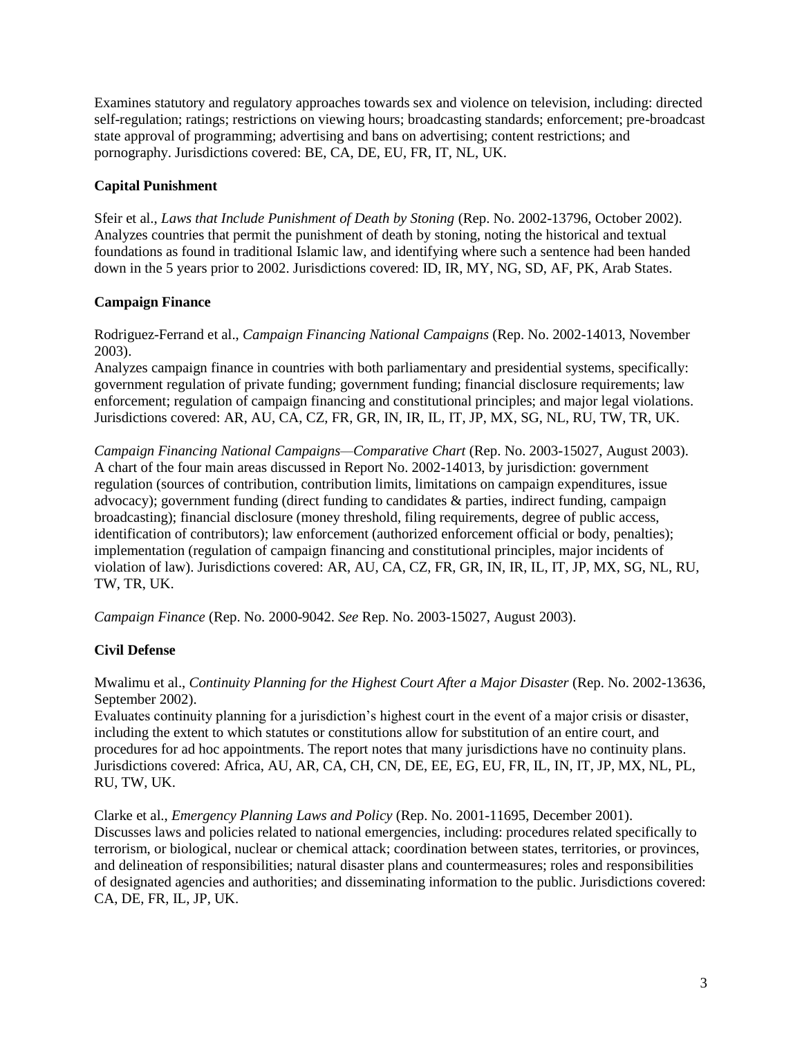Examines statutory and regulatory approaches towards sex and violence on television, including: directed self-regulation; ratings; restrictions on viewing hours; broadcasting standards; enforcement; pre-broadcast state approval of programming; advertising and bans on advertising; content restrictions; and pornography. Jurisdictions covered: BE, CA, DE, EU, FR, IT, NL, UK.

### Capital Punishment

Sfeir et al., *Laws that Include Punishment of Death by Stoning* (Rep. No. 2002-13796, October 2002). Analyzes countries that permit the punishment of death by stoning, noting the historical and textual foundations as found in traditional Islamic law, and identifying where such a sentence had been handed down in the 5 years prior to 2002. Jurisdictions covered: ID, IR, MY, NG, SD, AF, PK, Arab States.

### Campaign Finance

Rodriguez-Ferrand et al., *Campaign Financing National Campaigns* (Rep. No. 2002-14013, November 2003).
Analyzes campaign finance in countries with both parliamentary and presidential systems, specifically: government regulation of private funding; government funding; financial disclosure requirements; law enforcement; regulation of campaign financing and constitutional principles; and major legal violations. Jurisdictions covered: AR, AU, CA, CZ, FR, GR, IN, IR, IL, IT, JP, MX, SG, NL, RU, TW, TR, UK.

*Campaign Financing National Campaigns—Comparative Chart* (Rep. No. 2003-15027, August 2003). A chart of the four main areas discussed in Report No. 2002-14013, by jurisdiction: government regulation (sources of contribution, contribution limits, limitations on campaign expenditures, issue advocacy); government funding (direct funding to candidates & parties, indirect funding, campaign broadcasting); financial disclosure (money threshold, filing requirements, degree of public access, identification of contributors); law enforcement (authorized enforcement official or body, penalties); implementation (regulation of campaign financing and constitutional principles, major incidents of violation of law). Jurisdictions covered: AR, AU, CA, CZ, FR, GR, IN, IR, IL, IT, JP, MX, SG, NL, RU, TW, TR, UK.

*Campaign Finance* (Rep. No. 2000-9042. *See* Rep. No. 2003-15027, August 2003).

### Civil Defense

Mwalimu et al., *Continuity Planning for the Highest Court After a Major Disaster* (Rep. No. 2002-13636, September 2002).
Evaluates continuity planning for a jurisdiction's highest court in the event of a major crisis or disaster, including the extent to which statutes or constitutions allow for substitution of an entire court, and procedures for ad hoc appointments. The report notes that many jurisdictions have no continuity plans. Jurisdictions covered: Africa, AU, AR, CA, CH, CN, DE, EE, EG, EU, FR, IL, IN, IT, JP, MX, NL, PL, RU, TW, UK.

Clarke et al., *Emergency Planning Laws and Policy* (Rep. No. 2001-11695, December 2001).
Discusses laws and policies related to national emergencies, including: procedures related specifically to terrorism, or biological, nuclear or chemical attack; coordination between states, territories, or provinces, and delineation of responsibilities; natural disaster plans and countermeasures; roles and responsibilities of designated agencies and authorities; and disseminating information to the public. Jurisdictions covered: CA, DE, FR, IL, JP, UK.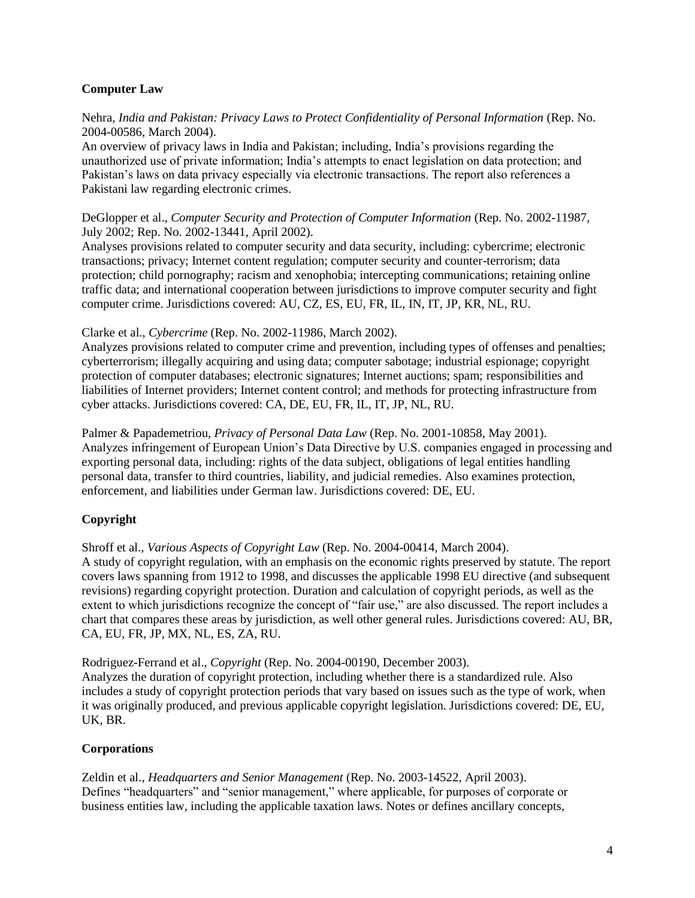## Computer Law

Nehra, *India and Pakistan: Privacy Laws to Protect Confidentiality of Personal Information* (Rep. No. 2004-00586, March 2004).
An overview of privacy laws in India and Pakistan; including, India's provisions regarding the unauthorized use of private information; India's attempts to enact legislation on data protection; and Pakistan's laws on data privacy especially via electronic transactions. The report also references a Pakistani law regarding electronic crimes.

DeGlopper et al., *Computer Security and Protection of Computer Information* (Rep. No. 2002-11987, July 2002; Rep. No. 2002-13441, April 2002).
Analyses provisions related to computer security and data security, including: cybercrime; electronic transactions; privacy; Internet content regulation; computer security and counter-terrorism; data protection; child pornography; racism and xenophobia; intercepting communications; retaining online traffic data; and international cooperation between jurisdictions to improve computer security and fight computer crime. Jurisdictions covered: AU, CZ, ES, EU, FR, IL, IN, IT, JP, KR, NL, RU.

Clarke et al., *Cybercrime* (Rep. No. 2002-11986, March 2002).
Analyzes provisions related to computer crime and prevention, including types of offenses and penalties; cyberterrorism; illegally acquiring and using data; computer sabotage; industrial espionage; copyright protection of computer databases; electronic signatures; Internet auctions; spam; responsibilities and liabilities of Internet providers; Internet content control; and methods for protecting infrastructure from cyber attacks. Jurisdictions covered: CA, DE, EU, FR, IL, IT, JP, NL, RU.

Palmer & Papademetriou, *Privacy of Personal Data Law* (Rep. No. 2001-10858, May 2001).
Analyzes infringement of European Union's Data Directive by U.S. companies engaged in processing and exporting personal data, including: rights of the data subject, obligations of legal entities handling personal data, transfer to third countries, liability, and judicial remedies. Also examines protection, enforcement, and liabilities under German law. Jurisdictions covered: DE, EU.

## Copyright

Shroff et al., *Various Aspects of Copyright Law* (Rep. No. 2004-00414, March 2004).
A study of copyright regulation, with an emphasis on the economic rights preserved by statute. The report covers laws spanning from 1912 to 1998, and discusses the applicable 1998 EU directive (and subsequent revisions) regarding copyright protection. Duration and calculation of copyright periods, as well as the extent to which jurisdictions recognize the concept of "fair use," are also discussed. The report includes a chart that compares these areas by jurisdiction, as well other general rules. Jurisdictions covered: AU, BR, CA, EU, FR, JP, MX, NL, ES, ZA, RU.

Rodriguez-Ferrand et al., *Copyright* (Rep. No. 2004-00190, December 2003).
Analyzes the duration of copyright protection, including whether there is a standardized rule. Also includes a study of copyright protection periods that vary based on issues such as the type of work, when it was originally produced, and previous applicable copyright legislation. Jurisdictions covered: DE, EU, UK, BR.

## Corporations

Zeldin et al., *Headquarters and Senior Management* (Rep. No. 2003-14522, April 2003).
Defines "headquarters" and "senior management," where applicable, for purposes of corporate or business entities law, including the applicable taxation laws. Notes or defines ancillary concepts,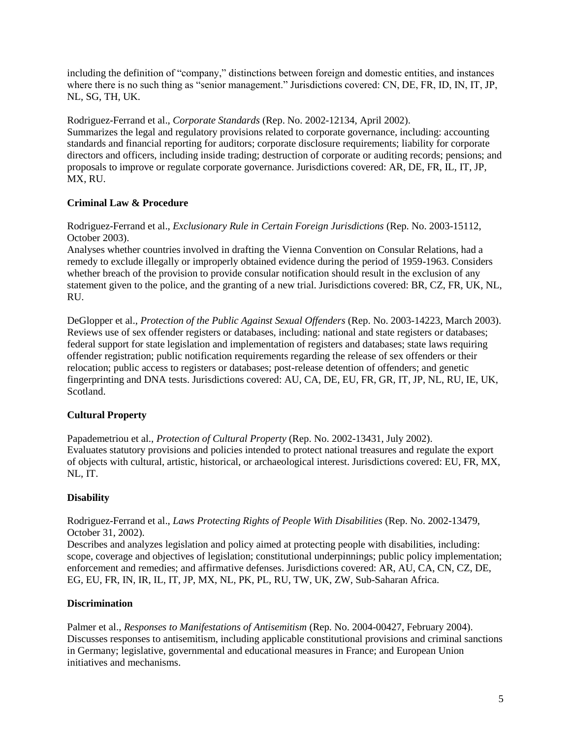including the definition of "company," distinctions between foreign and domestic entities, and instances where there is no such thing as "senior management." Jurisdictions covered: CN, DE, FR, ID, IN, IT, JP, NL, SG, TH, UK.

Rodriguez-Ferrand et al., *Corporate Standards* (Rep. No. 2002-12134, April 2002).
Summarizes the legal and regulatory provisions related to corporate governance, including: accounting standards and financial reporting for auditors; corporate disclosure requirements; liability for corporate directors and officers, including inside trading; destruction of corporate or auditing records; pensions; and proposals to improve or regulate corporate governance. Jurisdictions covered: AR, DE, FR, IL, IT, JP, MX, RU.

### Criminal Law & Procedure

Rodriguez-Ferrand et al., *Exclusionary Rule in Certain Foreign Jurisdictions* (Rep. No. 2003-15112, October 2003).
Analyses whether countries involved in drafting the Vienna Convention on Consular Relations, had a remedy to exclude illegally or improperly obtained evidence during the period of 1959-1963. Considers whether breach of the provision to provide consular notification should result in the exclusion of any statement given to the police, and the granting of a new trial. Jurisdictions covered: BR, CZ, FR, UK, NL, RU.

DeGlopper et al., *Protection of the Public Against Sexual Offenders* (Rep. No. 2003-14223, March 2003).
Reviews use of sex offender registers or databases, including: national and state registers or databases; federal support for state legislation and implementation of registers and databases; state laws requiring offender registration; public notification requirements regarding the release of sex offenders or their relocation; public access to registers or databases; post-release detention of offenders; and genetic fingerprinting and DNA tests. Jurisdictions covered: AU, CA, DE, EU, FR, GR, IT, JP, NL, RU, IE, UK, Scotland.

### Cultural Property

Papademetriou et al., *Protection of Cultural Property* (Rep. No. 2002-13431, July 2002).
Evaluates statutory provisions and policies intended to protect national treasures and regulate the export of objects with cultural, artistic, historical, or archaeological interest. Jurisdictions covered: EU, FR, MX, NL, IT.

### Disability

Rodriguez-Ferrand et al., *Laws Protecting Rights of People With Disabilities* (Rep. No. 2002-13479, October 31, 2002).
Describes and analyzes legislation and policy aimed at protecting people with disabilities, including: scope, coverage and objectives of legislation; constitutional underpinnings; public policy implementation; enforcement and remedies; and affirmative defenses. Jurisdictions covered: AR, AU, CA, CN, CZ, DE, EG, EU, FR, IN, IR, IL, IT, JP, MX, NL, PK, PL, RU, TW, UK, ZW, Sub-Saharan Africa.

### Discrimination

Palmer et al., *Responses to Manifestations of Antisemitism* (Rep. No. 2004-00427, February 2004).
Discusses responses to antisemitism, including applicable constitutional provisions and criminal sanctions in Germany; legislative, governmental and educational measures in France; and European Union initiatives and mechanisms.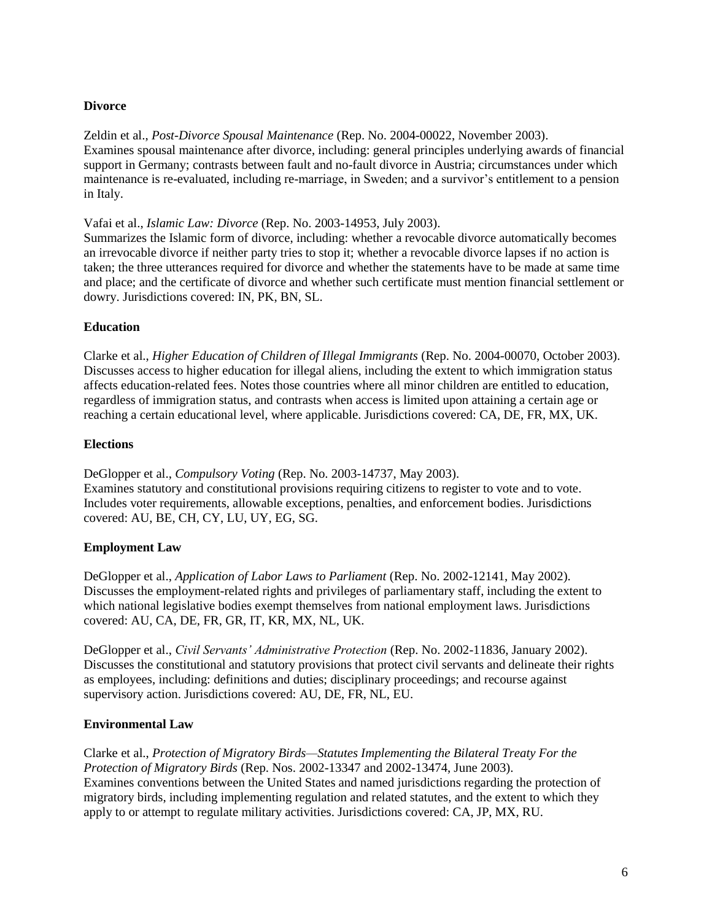### Divorce

Zeldin et al., *Post-Divorce Spousal Maintenance* (Rep. No. 2004-00022, November 2003).
Examines spousal maintenance after divorce, including: general principles underlying awards of financial support in Germany; contrasts between fault and no-fault divorce in Austria; circumstances under which maintenance is re-evaluated, including re-marriage, in Sweden; and a survivor's entitlement to a pension in Italy.

Vafai et al., *Islamic Law: Divorce* (Rep. No. 2003-14953, July 2003).
Summarizes the Islamic form of divorce, including: whether a revocable divorce automatically becomes an irrevocable divorce if neither party tries to stop it; whether a revocable divorce lapses if no action is taken; the three utterances required for divorce and whether the statements have to be made at same time and place; and the certificate of divorce and whether such certificate must mention financial settlement or dowry. Jurisdictions covered: IN, PK, BN, SL.

### Education

Clarke et al., *Higher Education of Children of Illegal Immigrants* (Rep. No. 2004-00070, October 2003).
Discusses access to higher education for illegal aliens, including the extent to which immigration status affects education-related fees. Notes those countries where all minor children are entitled to education, regardless of immigration status, and contrasts when access is limited upon attaining a certain age or reaching a certain educational level, where applicable. Jurisdictions covered: CA, DE, FR, MX, UK.

### Elections

DeGlopper et al., *Compulsory Voting* (Rep. No. 2003-14737, May 2003).
Examines statutory and constitutional provisions requiring citizens to register to vote and to vote. Includes voter requirements, allowable exceptions, penalties, and enforcement bodies. Jurisdictions covered: AU, BE, CH, CY, LU, UY, EG, SG.

### Employment Law

DeGlopper et al., *Application of Labor Laws to Parliament* (Rep. No. 2002-12141, May 2002).
Discusses the employment-related rights and privileges of parliamentary staff, including the extent to which national legislative bodies exempt themselves from national employment laws. Jurisdictions covered: AU, CA, DE, FR, GR, IT, KR, MX, NL, UK.

DeGlopper et al., *Civil Servants' Administrative Protection* (Rep. No. 2002-11836, January 2002).
Discusses the constitutional and statutory provisions that protect civil servants and delineate their rights as employees, including: definitions and duties; disciplinary proceedings; and recourse against supervisory action. Jurisdictions covered: AU, DE, FR, NL, EU.

### Environmental Law

Clarke et al., *Protection of Migratory Birds—Statutes Implementing the Bilateral Treaty For the Protection of Migratory Birds* (Rep. Nos. 2002-13347 and 2002-13474, June 2003).
Examines conventions between the United States and named jurisdictions regarding the protection of migratory birds, including implementing regulation and related statutes, and the extent to which they apply to or attempt to regulate military activities. Jurisdictions covered: CA, JP, MX, RU.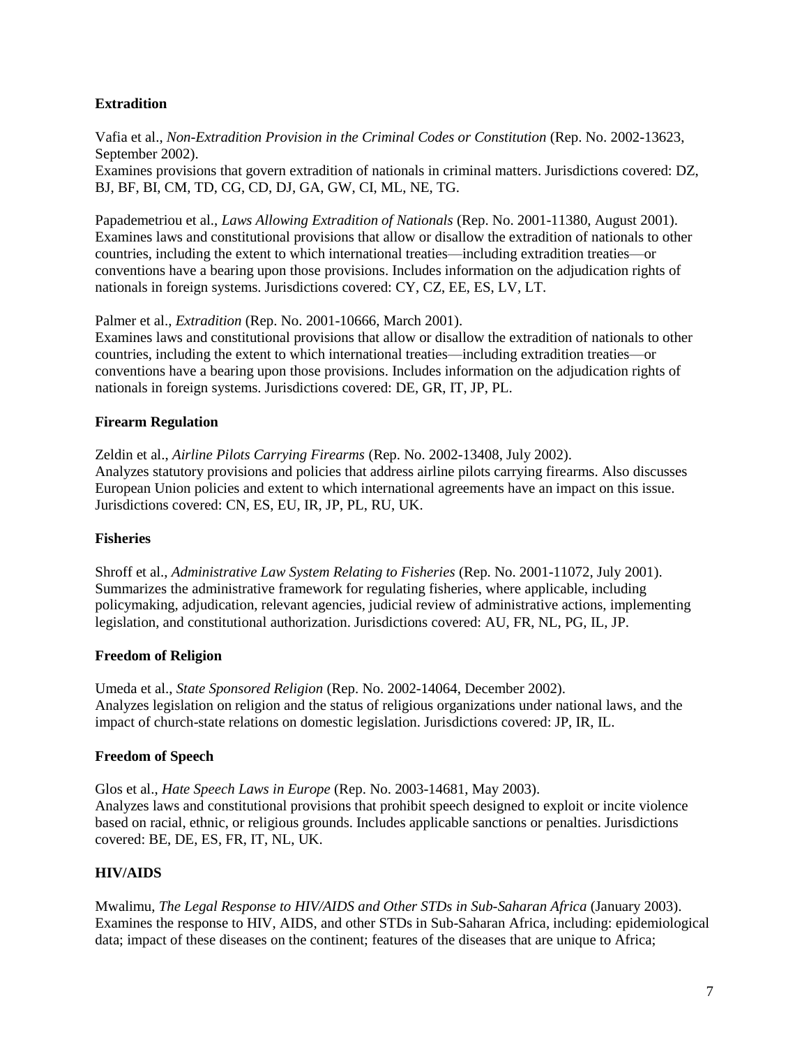## Extradition

Vafia et al., *Non-Extradition Provision in the Criminal Codes or Constitution* (Rep. No. 2002-13623, September 2002).
Examines provisions that govern extradition of nationals in criminal matters. Jurisdictions covered: DZ, BJ, BF, BI, CM, TD, CG, CD, DJ, GA, GW, CI, ML, NE, TG.

Papademetriou et al., *Laws Allowing Extradition of Nationals* (Rep. No. 2001-11380, August 2001).
Examines laws and constitutional provisions that allow or disallow the extradition of nationals to other countries, including the extent to which international treaties—including extradition treaties—or conventions have a bearing upon those provisions. Includes information on the adjudication rights of nationals in foreign systems. Jurisdictions covered: CY, CZ, EE, ES, LV, LT.

Palmer et al., *Extradition* (Rep. No. 2001-10666, March 2001).
Examines laws and constitutional provisions that allow or disallow the extradition of nationals to other countries, including the extent to which international treaties—including extradition treaties—or conventions have a bearing upon those provisions. Includes information on the adjudication rights of nationals in foreign systems. Jurisdictions covered: DE, GR, IT, JP, PL.

## Firearm Regulation

Zeldin et al., *Airline Pilots Carrying Firearms* (Rep. No. 2002-13408, July 2002).
Analyzes statutory provisions and policies that address airline pilots carrying firearms. Also discusses European Union policies and extent to which international agreements have an impact on this issue. Jurisdictions covered: CN, ES, EU, IR, JP, PL, RU, UK.

## Fisheries

Shroff et al., *Administrative Law System Relating to Fisheries* (Rep. No. 2001-11072, July 2001).
Summarizes the administrative framework for regulating fisheries, where applicable, including policymaking, adjudication, relevant agencies, judicial review of administrative actions, implementing legislation, and constitutional authorization. Jurisdictions covered: AU, FR, NL, PG, IL, JP.

## Freedom of Religion

Umeda et al., *State Sponsored Religion* (Rep. No. 2002-14064, December 2002).
Analyzes legislation on religion and the status of religious organizations under national laws, and the impact of church-state relations on domestic legislation. Jurisdictions covered: JP, IR, IL.

## Freedom of Speech

Glos et al., *Hate Speech Laws in Europe* (Rep. No. 2003-14681, May 2003).
Analyzes laws and constitutional provisions that prohibit speech designed to exploit or incite violence based on racial, ethnic, or religious grounds. Includes applicable sanctions or penalties. Jurisdictions covered: BE, DE, ES, FR, IT, NL, UK.

## HIV/AIDS

Mwalimu, *The Legal Response to HIV/AIDS and Other STDs in Sub-Saharan Africa* (January 2003).
Examines the response to HIV, AIDS, and other STDs in Sub-Saharan Africa, including: epidemiological data; impact of these diseases on the continent; features of the diseases that are unique to Africa;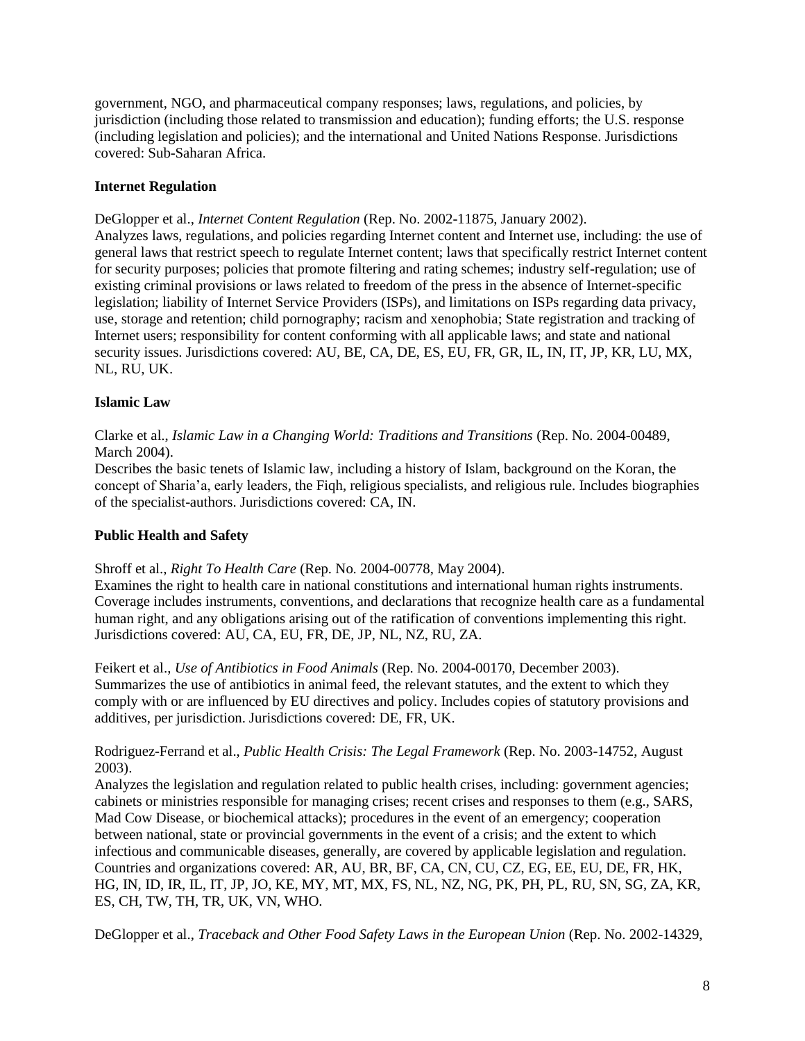government, NGO, and pharmaceutical company responses; laws, regulations, and policies, by jurisdiction (including those related to transmission and education); funding efforts; the U.S. response (including legislation and policies); and the international and United Nations Response. Jurisdictions covered: Sub-Saharan Africa.

**Internet Regulation**

DeGlopper et al., *Internet Content Regulation* (Rep. No. 2002-11875, January 2002).
Analyzes laws, regulations, and policies regarding Internet content and Internet use, including: the use of general laws that restrict speech to regulate Internet content; laws that specifically restrict Internet content for security purposes; policies that promote filtering and rating schemes; industry self-regulation; use of existing criminal provisions or laws related to freedom of the press in the absence of Internet-specific legislation; liability of Internet Service Providers (ISPs), and limitations on ISPs regarding data privacy, use, storage and retention; child pornography; racism and xenophobia; State registration and tracking of Internet users; responsibility for content conforming with all applicable laws; and state and national security issues. Jurisdictions covered: AU, BE, CA, DE, ES, EU, FR, GR, IL, IN, IT, JP, KR, LU, MX, NL, RU, UK.

**Islamic Law**

Clarke et al., *Islamic Law in a Changing World: Traditions and Transitions* (Rep. No. 2004-00489, March 2004).
Describes the basic tenets of Islamic law, including a history of Islam, background on the Koran, the concept of Sharia'a, early leaders, the Fiqh, religious specialists, and religious rule. Includes biographies of the specialist-authors. Jurisdictions covered: CA, IN.

**Public Health and Safety**

Shroff et al., *Right To Health Care* (Rep. No. 2004-00778, May 2004).
Examines the right to health care in national constitutions and international human rights instruments. Coverage includes instruments, conventions, and declarations that recognize health care as a fundamental human right, and any obligations arising out of the ratification of conventions implementing this right. Jurisdictions covered: AU, CA, EU, FR, DE, JP, NL, NZ, RU, ZA.

Feikert et al., *Use of Antibiotics in Food Animals* (Rep. No. 2004-00170, December 2003).
Summarizes the use of antibiotics in animal feed, the relevant statutes, and the extent to which they comply with or are influenced by EU directives and policy. Includes copies of statutory provisions and additives, per jurisdiction. Jurisdictions covered: DE, FR, UK.

Rodriguez-Ferrand et al., *Public Health Crisis: The Legal Framework* (Rep. No. 2003-14752, August 2003).
Analyzes the legislation and regulation related to public health crises, including: government agencies; cabinets or ministries responsible for managing crises; recent crises and responses to them (e.g., SARS, Mad Cow Disease, or biochemical attacks); procedures in the event of an emergency; cooperation between national, state or provincial governments in the event of a crisis; and the extent to which infectious and communicable diseases, generally, are covered by applicable legislation and regulation. Countries and organizations covered: AR, AU, BR, BF, CA, CN, CU, CZ, EG, EE, EU, DE, FR, HK, HG, IN, ID, IR, IL, IT, JP, JO, KE, MY, MT, MX, FS, NL, NZ, NG, PK, PH, PL, RU, SN, SG, ZA, KR, ES, CH, TW, TH, TR, UK, VN, WHO.

DeGlopper et al., *Traceback and Other Food Safety Laws in the European Union* (Rep. No. 2002-14329,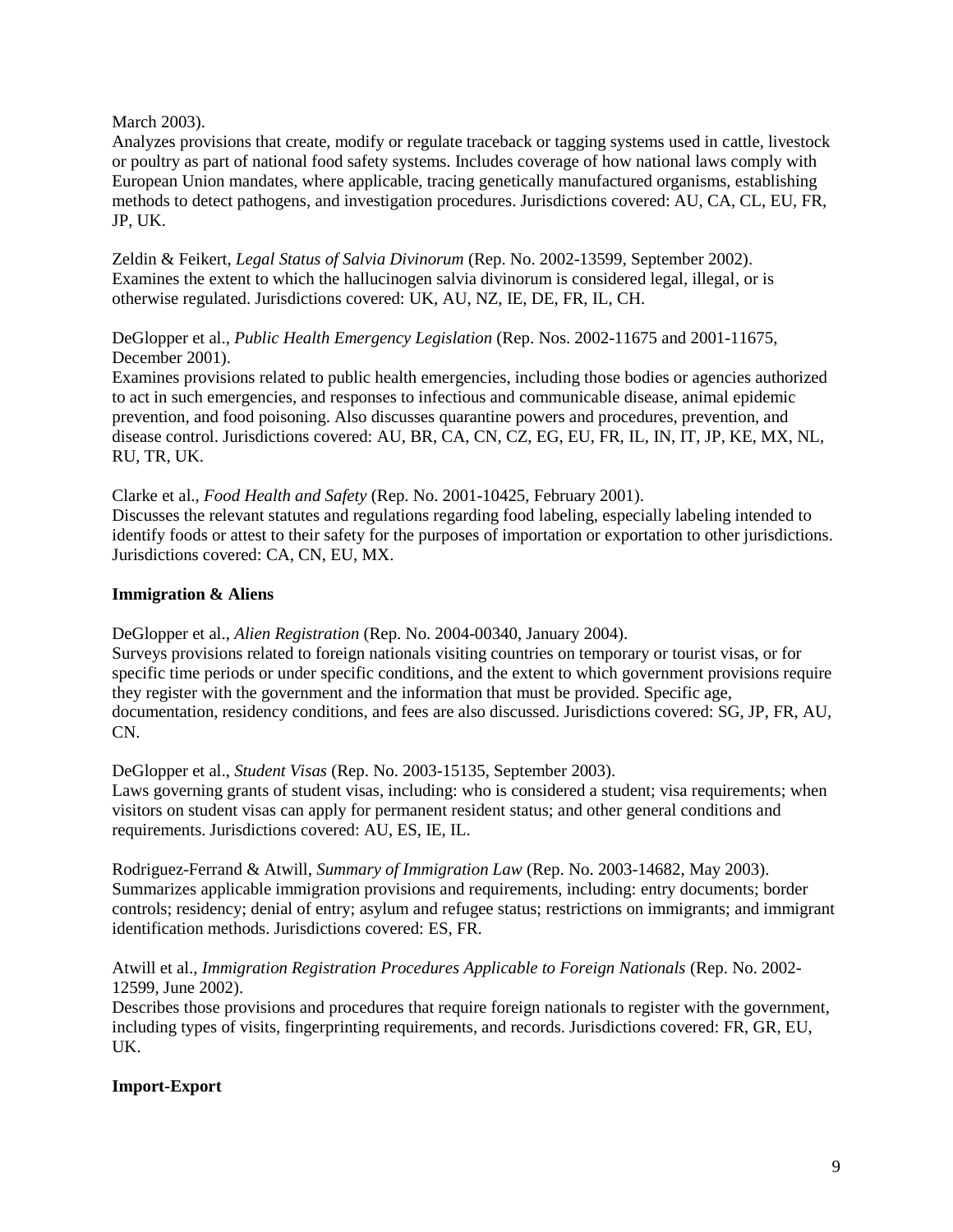March 2003).
Analyzes provisions that create, modify or regulate traceback or tagging systems used in cattle, livestock or poultry as part of national food safety systems. Includes coverage of how national laws comply with European Union mandates, where applicable, tracing genetically manufactured organisms, establishing methods to detect pathogens, and investigation procedures. Jurisdictions covered: AU, CA, CL, EU, FR, JP, UK.

Zeldin & Feikert, *Legal Status of Salvia Divinorum* (Rep. No. 2002-13599, September 2002).
Examines the extent to which the hallucinogen salvia divinorum is considered legal, illegal, or is otherwise regulated. Jurisdictions covered: UK, AU, NZ, IE, DE, FR, IL, CH.

DeGlopper et al., *Public Health Emergency Legislation* (Rep. Nos. 2002-11675 and 2001-11675, December 2001).
Examines provisions related to public health emergencies, including those bodies or agencies authorized to act in such emergencies, and responses to infectious and communicable disease, animal epidemic prevention, and food poisoning. Also discusses quarantine powers and procedures, prevention, and disease control. Jurisdictions covered: AU, BR, CA, CN, CZ, EG, EU, FR, IL, IN, IT, JP, KE, MX, NL, RU, TR, UK.

Clarke et al., *Food Health and Safety* (Rep. No. 2001-10425, February 2001).
Discusses the relevant statutes and regulations regarding food labeling, especially labeling intended to identify foods or attest to their safety for the purposes of importation or exportation to other jurisdictions. Jurisdictions covered: CA, CN, EU, MX.

**Immigration & Aliens**

DeGlopper et al., *Alien Registration* (Rep. No. 2004-00340, January 2004).
Surveys provisions related to foreign nationals visiting countries on temporary or tourist visas, or for specific time periods or under specific conditions, and the extent to which government provisions require they register with the government and the information that must be provided. Specific age, documentation, residency conditions, and fees are also discussed. Jurisdictions covered: SG, JP, FR, AU, CN.

DeGlopper et al., *Student Visas* (Rep. No. 2003-15135, September 2003).
Laws governing grants of student visas, including: who is considered a student; visa requirements; when visitors on student visas can apply for permanent resident status; and other general conditions and requirements. Jurisdictions covered: AU, ES, IE, IL.

Rodriguez-Ferrand & Atwill, *Summary of Immigration Law* (Rep. No. 2003-14682, May 2003).
Summarizes applicable immigration provisions and requirements, including: entry documents; border controls; residency; denial of entry; asylum and refugee status; restrictions on immigrants; and immigrant identification methods. Jurisdictions covered: ES, FR.

Atwill et al., *Immigration Registration Procedures Applicable to Foreign Nationals* (Rep. No. 2002-12599, June 2002).
Describes those provisions and procedures that require foreign nationals to register with the government, including types of visits, fingerprinting requirements, and records. Jurisdictions covered: FR, GR, EU, UK.

**Import-Export**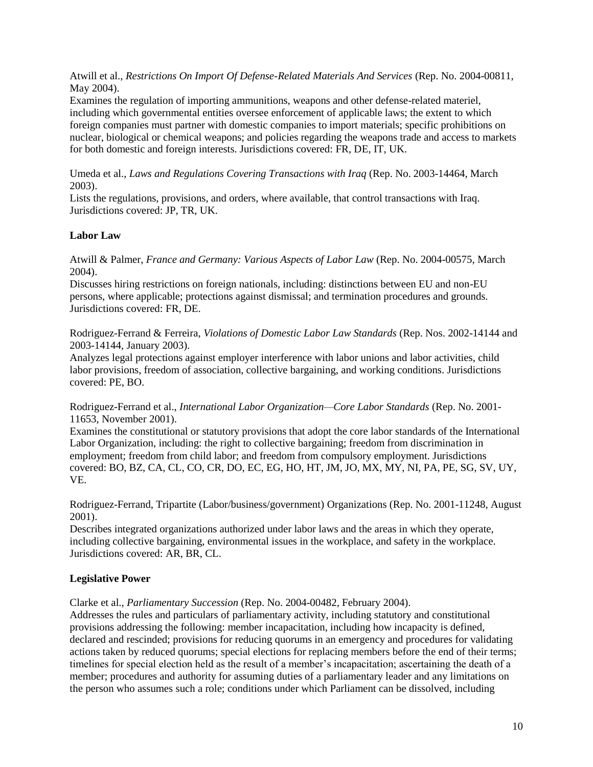Atwill et al., *Restrictions On Import Of Defense-Related Materials And Services* (Rep. No. 2004-00811, May 2004).
Examines the regulation of importing ammunitions, weapons and other defense-related materiel, including which governmental entities oversee enforcement of applicable laws; the extent to which foreign companies must partner with domestic companies to import materials; specific prohibitions on nuclear, biological or chemical weapons; and policies regarding the weapons trade and access to markets for both domestic and foreign interests. Jurisdictions covered: FR, DE, IT, UK.

Umeda et al., *Laws and Regulations Covering Transactions with Iraq* (Rep. No. 2003-14464, March 2003).
Lists the regulations, provisions, and orders, where available, that control transactions with Iraq. Jurisdictions covered: JP, TR, UK.

**Labor Law**

Atwill & Palmer, *France and Germany: Various Aspects of Labor Law* (Rep. No. 2004-00575, March 2004).
Discusses hiring restrictions on foreign nationals, including: distinctions between EU and non-EU persons, where applicable; protections against dismissal; and termination procedures and grounds. Jurisdictions covered: FR, DE.

Rodriguez-Ferrand & Ferreira, *Violations of Domestic Labor Law Standards* (Rep. Nos. 2002-14144 and 2003-14144, January 2003).
Analyzes legal protections against employer interference with labor unions and labor activities, child labor provisions, freedom of association, collective bargaining, and working conditions. Jurisdictions covered: PE, BO.

Rodriguez-Ferrand et al., *International Labor Organization—Core Labor Standards* (Rep. No. 2001-11653, November 2001).
Examines the constitutional or statutory provisions that adopt the core labor standards of the International Labor Organization, including: the right to collective bargaining; freedom from discrimination in employment; freedom from child labor; and freedom from compulsory employment. Jurisdictions covered: BO, BZ, CA, CL, CO, CR, DO, EC, EG, HO, HT, JM, JO, MX, MY, NI, PA, PE, SG, SV, UY, VE.

Rodriguez-Ferrand, Tripartite (Labor/business/government) Organizations (Rep. No. 2001-11248, August 2001).
Describes integrated organizations authorized under labor laws and the areas in which they operate, including collective bargaining, environmental issues in the workplace, and safety in the workplace. Jurisdictions covered: AR, BR, CL.

**Legislative Power**

Clarke et al., *Parliamentary Succession* (Rep. No. 2004-00482, February 2004).
Addresses the rules and particulars of parliamentary activity, including statutory and constitutional provisions addressing the following: member incapacitation, including how incapacity is defined, declared and rescinded; provisions for reducing quorums in an emergency and procedures for validating actions taken by reduced quorums; special elections for replacing members before the end of their terms; timelines for special election held as the result of a member's incapacitation; ascertaining the death of a member; procedures and authority for assuming duties of a parliamentary leader and any limitations on the person who assumes such a role; conditions under which Parliament can be dissolved, including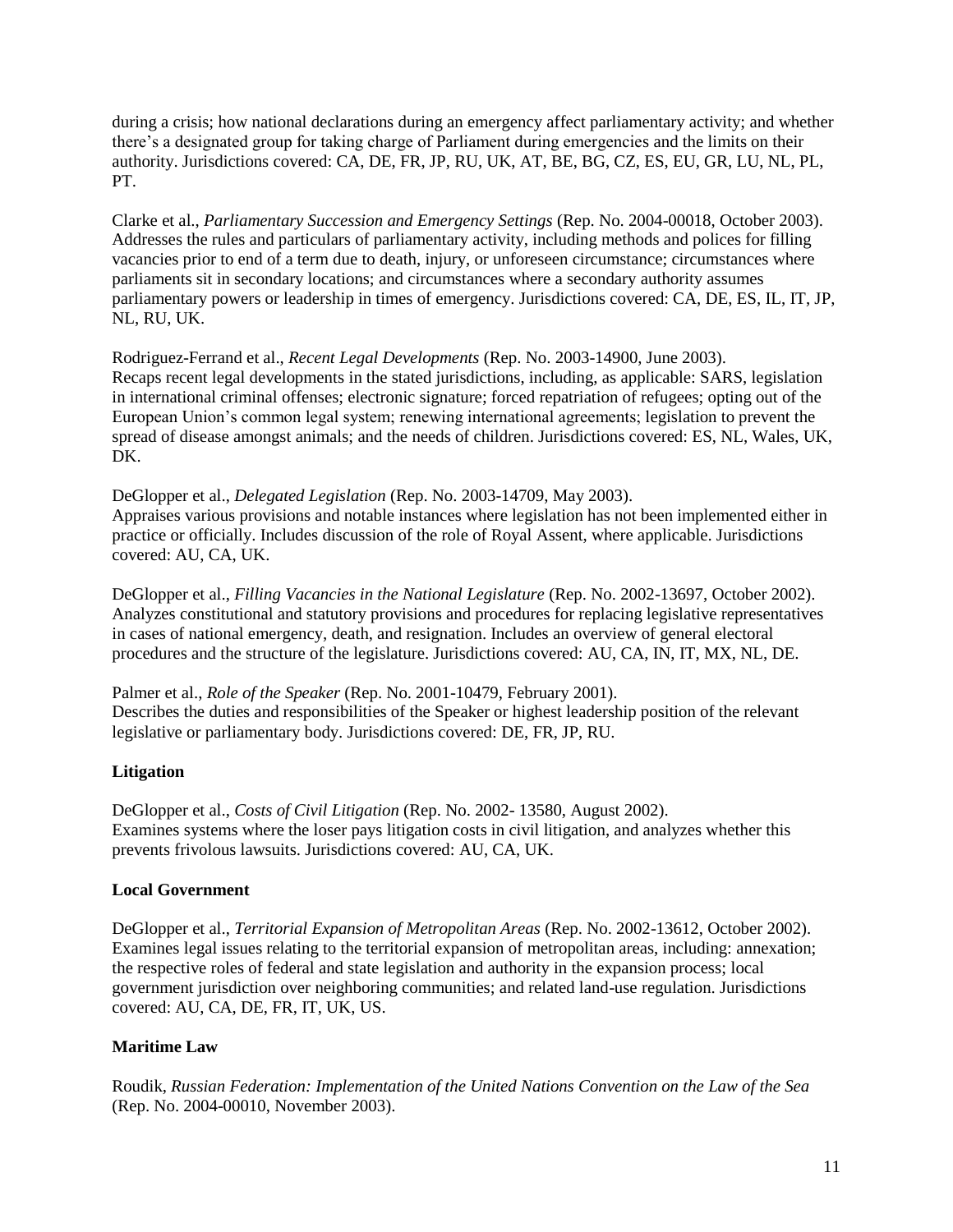during a crisis; how national declarations during an emergency affect parliamentary activity; and whether there's a designated group for taking charge of Parliament during emergencies and the limits on their authority. Jurisdictions covered: CA, DE, FR, JP, RU, UK, AT, BE, BG, CZ, ES, EU, GR, LU, NL, PL, PT.

Clarke et al., *Parliamentary Succession and Emergency Settings* (Rep. No. 2004-00018, October 2003). Addresses the rules and particulars of parliamentary activity, including methods and polices for filling vacancies prior to end of a term due to death, injury, or unforeseen circumstance; circumstances where parliaments sit in secondary locations; and circumstances where a secondary authority assumes parliamentary powers or leadership in times of emergency. Jurisdictions covered: CA, DE, ES, IL, IT, JP, NL, RU, UK.

Rodriguez-Ferrand et al., *Recent Legal Developments* (Rep. No. 2003-14900, June 2003). Recaps recent legal developments in the stated jurisdictions, including, as applicable: SARS, legislation in international criminal offenses; electronic signature; forced repatriation of refugees; opting out of the European Union's common legal system; renewing international agreements; legislation to prevent the spread of disease amongst animals; and the needs of children. Jurisdictions covered: ES, NL, Wales, UK, DK.

DeGlopper et al., *Delegated Legislation* (Rep. No. 2003-14709, May 2003). Appraises various provisions and notable instances where legislation has not been implemented either in practice or officially. Includes discussion of the role of Royal Assent, where applicable. Jurisdictions covered: AU, CA, UK.

DeGlopper et al., *Filling Vacancies in the National Legislature* (Rep. No. 2002-13697, October 2002). Analyzes constitutional and statutory provisions and procedures for replacing legislative representatives in cases of national emergency, death, and resignation. Includes an overview of general electoral procedures and the structure of the legislature. Jurisdictions covered: AU, CA, IN, IT, MX, NL, DE.

Palmer et al., *Role of the Speaker* (Rep. No. 2001-10479, February 2001). Describes the duties and responsibilities of the Speaker or highest leadership position of the relevant legislative or parliamentary body. Jurisdictions covered: DE, FR, JP, RU.

**Litigation**

DeGlopper et al., *Costs of Civil Litigation* (Rep. No. 2002- 13580, August 2002). Examines systems where the loser pays litigation costs in civil litigation, and analyzes whether this prevents frivolous lawsuits. Jurisdictions covered: AU, CA, UK.

**Local Government**

DeGlopper et al., *Territorial Expansion of Metropolitan Areas* (Rep. No. 2002-13612, October 2002). Examines legal issues relating to the territorial expansion of metropolitan areas, including: annexation; the respective roles of federal and state legislation and authority in the expansion process; local government jurisdiction over neighboring communities; and related land-use regulation. Jurisdictions covered: AU, CA, DE, FR, IT, UK, US.

**Maritime Law**

Roudik, *Russian Federation: Implementation of the United Nations Convention on the Law of the Sea* (Rep. No. 2004-00010, November 2003).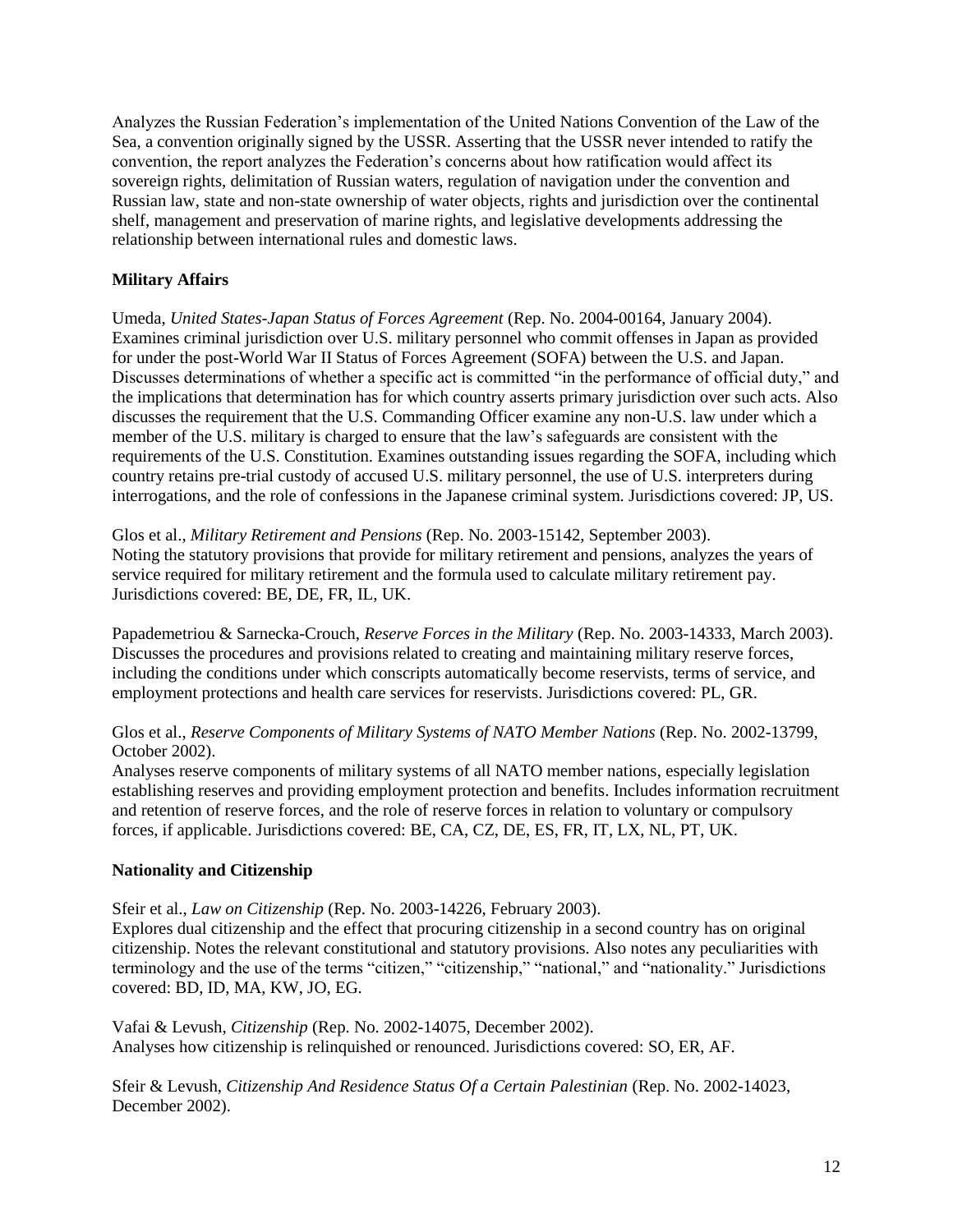Analyzes the Russian Federation's implementation of the United Nations Convention of the Law of the Sea, a convention originally signed by the USSR. Asserting that the USSR never intended to ratify the convention, the report analyzes the Federation's concerns about how ratification would affect its sovereign rights, delimitation of Russian waters, regulation of navigation under the convention and Russian law, state and non-state ownership of water objects, rights and jurisdiction over the continental shelf, management and preservation of marine rights, and legislative developments addressing the relationship between international rules and domestic laws.

**Military Affairs**

Umeda, *United States-Japan Status of Forces Agreement* (Rep. No. 2004-00164, January 2004).
Examines criminal jurisdiction over U.S. military personnel who commit offenses in Japan as provided for under the post-World War II Status of Forces Agreement (SOFA) between the U.S. and Japan. Discusses determinations of whether a specific act is committed "in the performance of official duty," and the implications that determination has for which country asserts primary jurisdiction over such acts. Also discusses the requirement that the U.S. Commanding Officer examine any non-U.S. law under which a member of the U.S. military is charged to ensure that the law's safeguards are consistent with the requirements of the U.S. Constitution. Examines outstanding issues regarding the SOFA, including which country retains pre-trial custody of accused U.S. military personnel, the use of U.S. interpreters during interrogations, and the role of confessions in the Japanese criminal system. Jurisdictions covered: JP, US.

Glos et al., *Military Retirement and Pensions* (Rep. No. 2003-15142, September 2003).
Noting the statutory provisions that provide for military retirement and pensions, analyzes the years of service required for military retirement and the formula used to calculate military retirement pay. Jurisdictions covered: BE, DE, FR, IL, UK.

Papademetriou & Sarnecka-Crouch, *Reserve Forces in the Military* (Rep. No. 2003-14333, March 2003).
Discusses the procedures and provisions related to creating and maintaining military reserve forces, including the conditions under which conscripts automatically become reservists, terms of service, and employment protections and health care services for reservists. Jurisdictions covered: PL, GR.

Glos et al., *Reserve Components of Military Systems of NATO Member Nations* (Rep. No. 2002-13799, October 2002).
Analyses reserve components of military systems of all NATO member nations, especially legislation establishing reserves and providing employment protection and benefits. Includes information recruitment and retention of reserve forces, and the role of reserve forces in relation to voluntary or compulsory forces, if applicable. Jurisdictions covered: BE, CA, CZ, DE, ES, FR, IT, LX, NL, PT, UK.

**Nationality and Citizenship**

Sfeir et al., *Law on Citizenship* (Rep. No. 2003-14226, February 2003).
Explores dual citizenship and the effect that procuring citizenship in a second country has on original citizenship. Notes the relevant constitutional and statutory provisions. Also notes any peculiarities with terminology and the use of the terms "citizen," "citizenship," "national," and "nationality." Jurisdictions covered: BD, ID, MA, KW, JO, EG.

Vafai & Levush, *Citizenship* (Rep. No. 2002-14075, December 2002).
Analyses how citizenship is relinquished or renounced. Jurisdictions covered: SO, ER, AF.

Sfeir & Levush, *Citizenship And Residence Status Of a Certain Palestinian* (Rep. No. 2002-14023, December 2002).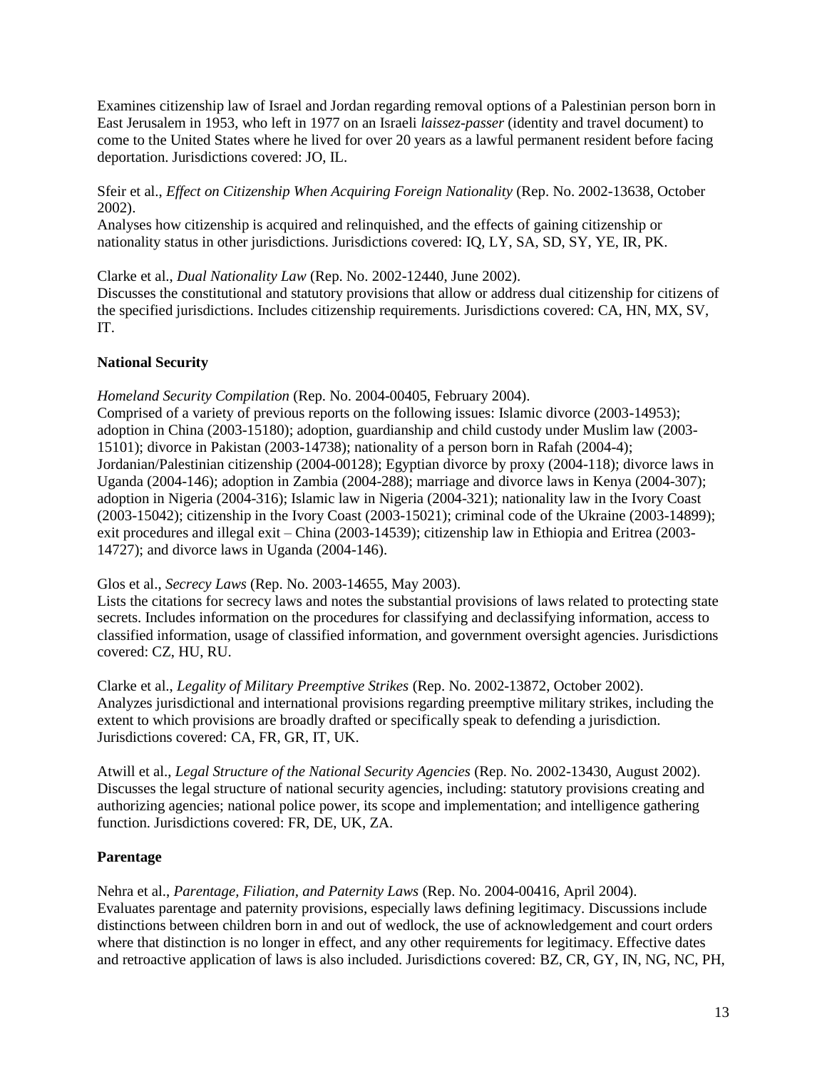Examines citizenship law of Israel and Jordan regarding removal options of a Palestinian person born in East Jerusalem in 1953, who left in 1977 on an Israeli *laissez-passer* (identity and travel document) to come to the United States where he lived for over 20 years as a lawful permanent resident before facing deportation. Jurisdictions covered: JO, IL.

Sfeir et al., *Effect on Citizenship When Acquiring Foreign Nationality* (Rep. No. 2002-13638, October 2002).
Analyses how citizenship is acquired and relinquished, and the effects of gaining citizenship or nationality status in other jurisdictions. Jurisdictions covered: IQ, LY, SA, SD, SY, YE, IR, PK.

Clarke et al., *Dual Nationality Law* (Rep. No. 2002-12440, June 2002).
Discusses the constitutional and statutory provisions that allow or address dual citizenship for citizens of the specified jurisdictions. Includes citizenship requirements. Jurisdictions covered: CA, HN, MX, SV, IT.

**National Security**

*Homeland Security Compilation* (Rep. No. 2004-00405, February 2004).
Comprised of a variety of previous reports on the following issues: Islamic divorce (2003-14953); adoption in China (2003-15180); adoption, guardianship and child custody under Muslim law (2003-15101); divorce in Pakistan (2003-14738); nationality of a person born in Rafah (2004-4); Jordanian/Palestinian citizenship (2004-00128); Egyptian divorce by proxy (2004-118); divorce laws in Uganda (2004-146); adoption in Zambia (2004-288); marriage and divorce laws in Kenya (2004-307); adoption in Nigeria (2004-316); Islamic law in Nigeria (2004-321); nationality law in the Ivory Coast (2003-15042); citizenship in the Ivory Coast (2003-15021); criminal code of the Ukraine (2003-14899); exit procedures and illegal exit – China (2003-14539); citizenship law in Ethiopia and Eritrea (2003-14727); and divorce laws in Uganda (2004-146).

Glos et al., *Secrecy Laws* (Rep. No. 2003-14655, May 2003).
Lists the citations for secrecy laws and notes the substantial provisions of laws related to protecting state secrets. Includes information on the procedures for classifying and declassifying information, access to classified information, usage of classified information, and government oversight agencies. Jurisdictions covered: CZ, HU, RU.

Clarke et al., *Legality of Military Preemptive Strikes* (Rep. No. 2002-13872, October 2002).
Analyzes jurisdictional and international provisions regarding preemptive military strikes, including the extent to which provisions are broadly drafted or specifically speak to defending a jurisdiction. Jurisdictions covered: CA, FR, GR, IT, UK.

Atwill et al., *Legal Structure of the National Security Agencies* (Rep. No. 2002-13430, August 2002).
Discusses the legal structure of national security agencies, including: statutory provisions creating and authorizing agencies; national police power, its scope and implementation; and intelligence gathering function. Jurisdictions covered: FR, DE, UK, ZA.

**Parentage**

Nehra et al., *Parentage, Filiation, and Paternity Laws* (Rep. No. 2004-00416, April 2004).
Evaluates parentage and paternity provisions, especially laws defining legitimacy. Discussions include distinctions between children born in and out of wedlock, the use of acknowledgement and court orders where that distinction is no longer in effect, and any other requirements for legitimacy. Effective dates and retroactive application of laws is also included. Jurisdictions covered: BZ, CR, GY, IN, NG, NC, PH,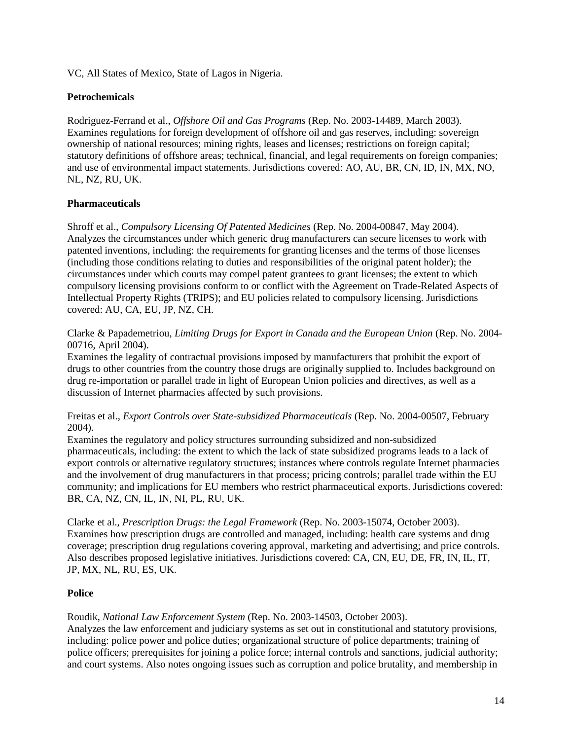VC, All States of Mexico, State of Lagos in Nigeria.

**Petrochemicals**

Rodriguez-Ferrand et al., *Offshore Oil and Gas Programs* (Rep. No. 2003-14489, March 2003). Examines regulations for foreign development of offshore oil and gas reserves, including: sovereign ownership of national resources; mining rights, leases and licenses; restrictions on foreign capital; statutory definitions of offshore areas; technical, financial, and legal requirements on foreign companies; and use of environmental impact statements. Jurisdictions covered: AO, AU, BR, CN, ID, IN, MX, NO, NL, NZ, RU, UK.

**Pharmaceuticals**

Shroff et al., *Compulsory Licensing Of Patented Medicines* (Rep. No. 2004-00847, May 2004). Analyzes the circumstances under which generic drug manufacturers can secure licenses to work with patented inventions, including: the requirements for granting licenses and the terms of those licenses (including those conditions relating to duties and responsibilities of the original patent holder); the circumstances under which courts may compel patent grantees to grant licenses; the extent to which compulsory licensing provisions conform to or conflict with the Agreement on Trade-Related Aspects of Intellectual Property Rights (TRIPS); and EU policies related to compulsory licensing. Jurisdictions covered: AU, CA, EU, JP, NZ, CH.

Clarke & Papademetriou, *Limiting Drugs for Export in Canada and the European Union* (Rep. No. 2004-00716, April 2004).
Examines the legality of contractual provisions imposed by manufacturers that prohibit the export of drugs to other countries from the country those drugs are originally supplied to. Includes background on drug re-importation or parallel trade in light of European Union policies and directives, as well as a discussion of Internet pharmacies affected by such provisions.

Freitas et al., *Export Controls over State-subsidized Pharmaceuticals* (Rep. No. 2004-00507, February 2004).
Examines the regulatory and policy structures surrounding subsidized and non-subsidized pharmaceuticals, including: the extent to which the lack of state subsidized programs leads to a lack of export controls or alternative regulatory structures; instances where controls regulate Internet pharmacies and the involvement of drug manufacturers in that process; pricing controls; parallel trade within the EU community; and implications for EU members who restrict pharmaceutical exports. Jurisdictions covered: BR, CA, NZ, CN, IL, IN, NI, PL, RU, UK.

Clarke et al., *Prescription Drugs: the Legal Framework* (Rep. No. 2003-15074, October 2003). Examines how prescription drugs are controlled and managed, including: health care systems and drug coverage; prescription drug regulations covering approval, marketing and advertising; and price controls. Also describes proposed legislative initiatives. Jurisdictions covered: CA, CN, EU, DE, FR, IN, IL, IT, JP, MX, NL, RU, ES, UK.

**Police**

Roudik, *National Law Enforcement System* (Rep. No. 2003-14503, October 2003).
Analyzes the law enforcement and judiciary systems as set out in constitutional and statutory provisions, including: police power and police duties; organizational structure of police departments; training of police officers; prerequisites for joining a police force; internal controls and sanctions, judicial authority; and court systems. Also notes ongoing issues such as corruption and police brutality, and membership in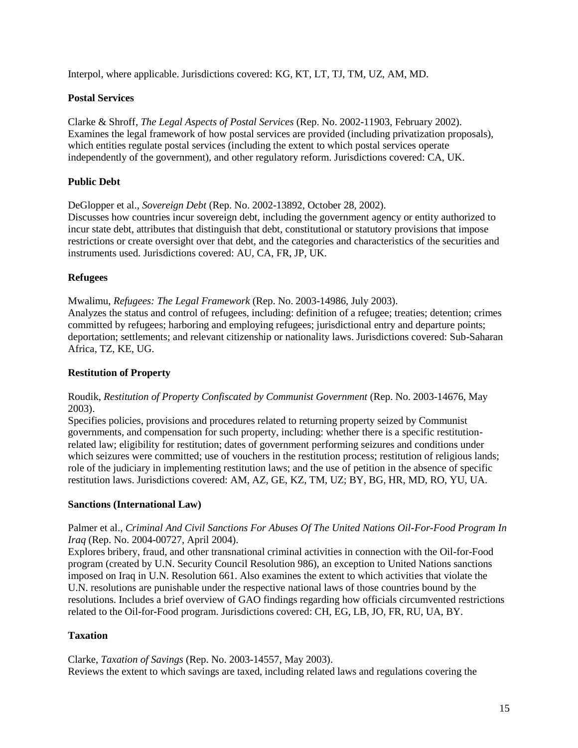Interpol, where applicable. Jurisdictions covered: KG, KT, LT, TJ, TM, UZ, AM, MD.

**Postal Services**

Clarke & Shroff, *The Legal Aspects of Postal Services* (Rep. No. 2002-11903, February 2002). Examines the legal framework of how postal services are provided (including privatization proposals), which entities regulate postal services (including the extent to which postal services operate independently of the government), and other regulatory reform. Jurisdictions covered: CA, UK.

**Public Debt**

DeGlopper et al., *Sovereign Debt* (Rep. No. 2002-13892, October 28, 2002).
Discusses how countries incur sovereign debt, including the government agency or entity authorized to incur state debt, attributes that distinguish that debt, constitutional or statutory provisions that impose restrictions or create oversight over that debt, and the categories and characteristics of the securities and instruments used. Jurisdictions covered: AU, CA, FR, JP, UK.

**Refugees**

Mwalimu, *Refugees: The Legal Framework* (Rep. No. 2003-14986, July 2003).
Analyzes the status and control of refugees, including: definition of a refugee; treaties; detention; crimes committed by refugees; harboring and employing refugees; jurisdictional entry and departure points; deportation; settlements; and relevant citizenship or nationality laws. Jurisdictions covered: Sub-Saharan Africa, TZ, KE, UG.

**Restitution of Property**

Roudik, *Restitution of Property Confiscated by Communist Government* (Rep. No. 2003-14676, May 2003).
Specifies policies, provisions and procedures related to returning property seized by Communist governments, and compensation for such property, including: whether there is a specific restitution-related law; eligibility for restitution; dates of government performing seizures and conditions under which seizures were committed; use of vouchers in the restitution process; restitution of religious lands; role of the judiciary in implementing restitution laws; and the use of petition in the absence of specific restitution laws. Jurisdictions covered: AM, AZ, GE, KZ, TM, UZ; BY, BG, HR, MD, RO, YU, UA.

**Sanctions (International Law)**

Palmer et al., *Criminal And Civil Sanctions For Abuses Of The United Nations Oil-For-Food Program In Iraq* (Rep. No. 2004-00727, April 2004).
Explores bribery, fraud, and other transnational criminal activities in connection with the Oil-for-Food program (created by U.N. Security Council Resolution 986), an exception to United Nations sanctions imposed on Iraq in U.N. Resolution 661. Also examines the extent to which activities that violate the U.N. resolutions are punishable under the respective national laws of those countries bound by the resolutions. Includes a brief overview of GAO findings regarding how officials circumvented restrictions related to the Oil-for-Food program. Jurisdictions covered: CH, EG, LB, JO, FR, RU, UA, BY.

**Taxation**

Clarke, *Taxation of Savings* (Rep. No. 2003-14557, May 2003).
Reviews the extent to which savings are taxed, including related laws and regulations covering the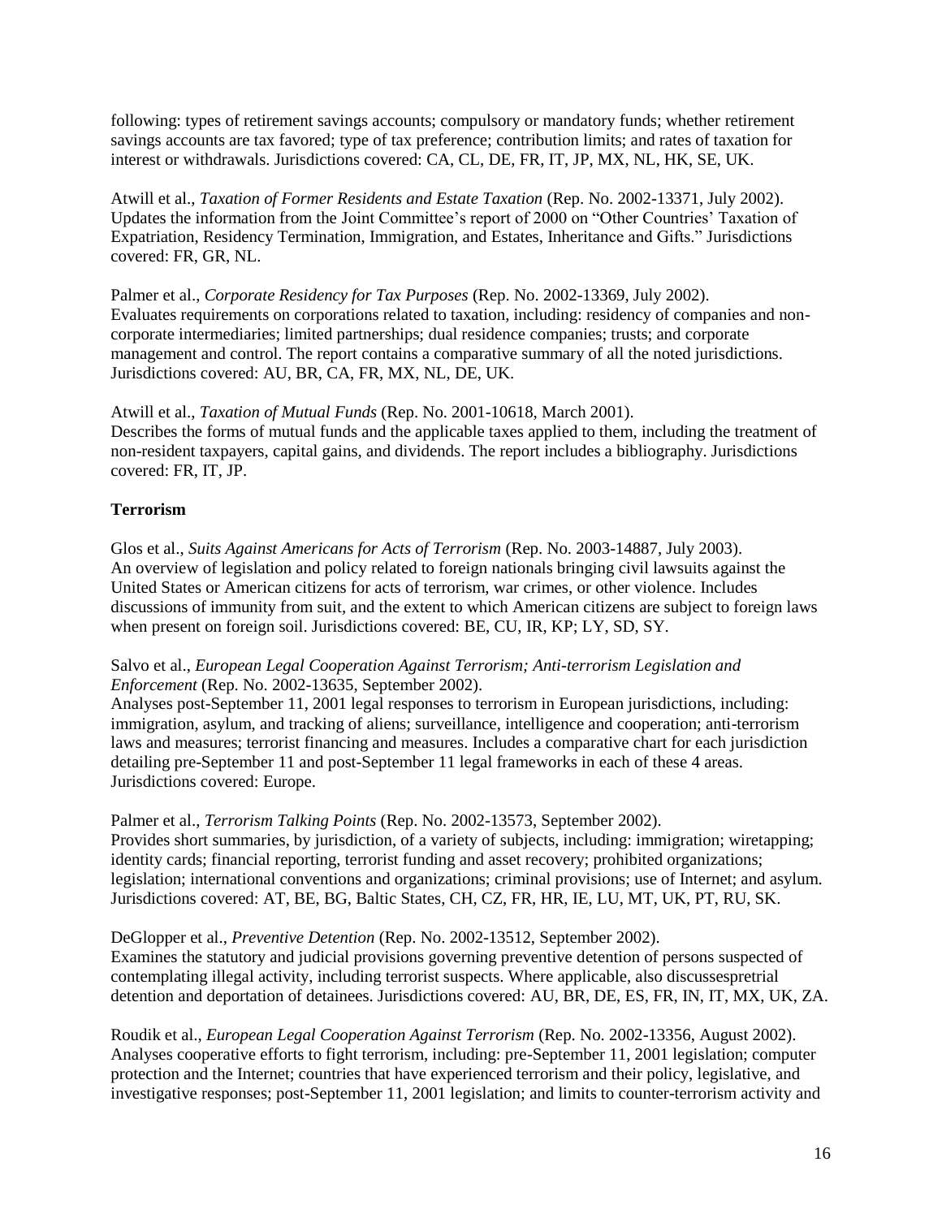following: types of retirement savings accounts; compulsory or mandatory funds; whether retirement savings accounts are tax favored; type of tax preference; contribution limits; and rates of taxation for interest or withdrawals. Jurisdictions covered: CA, CL, DE, FR, IT, JP, MX, NL, HK, SE, UK.

Atwill et al., *Taxation of Former Residents and Estate Taxation* (Rep. No. 2002-13371, July 2002). Updates the information from the Joint Committee's report of 2000 on "Other Countries' Taxation of Expatriation, Residency Termination, Immigration, and Estates, Inheritance and Gifts." Jurisdictions covered: FR, GR, NL.

Palmer et al., *Corporate Residency for Tax Purposes* (Rep. No. 2002-13369, July 2002). Evaluates requirements on corporations related to taxation, including: residency of companies and non-corporate intermediaries; limited partnerships; dual residence companies; trusts; and corporate management and control. The report contains a comparative summary of all the noted jurisdictions. Jurisdictions covered: AU, BR, CA, FR, MX, NL, DE, UK.

Atwill et al., *Taxation of Mutual Funds* (Rep. No. 2001-10618, March 2001). Describes the forms of mutual funds and the applicable taxes applied to them, including the treatment of non-resident taxpayers, capital gains, and dividends. The report includes a bibliography. Jurisdictions covered: FR, IT, JP.

**Terrorism**

Glos et al., *Suits Against Americans for Acts of Terrorism* (Rep. No. 2003-14887, July 2003). An overview of legislation and policy related to foreign nationals bringing civil lawsuits against the United States or American citizens for acts of terrorism, war crimes, or other violence. Includes discussions of immunity from suit, and the extent to which American citizens are subject to foreign laws when present on foreign soil. Jurisdictions covered: BE, CU, IR, KP; LY, SD, SY.

Salvo et al., *European Legal Cooperation Against Terrorism; Anti-terrorism Legislation and Enforcement* (Rep. No. 2002-13635, September 2002). Analyses post-September 11, 2001 legal responses to terrorism in European jurisdictions, including: immigration, asylum, and tracking of aliens; surveillance, intelligence and cooperation; anti-terrorism laws and measures; terrorist financing and measures. Includes a comparative chart for each jurisdiction detailing pre-September 11 and post-September 11 legal frameworks in each of these 4 areas. Jurisdictions covered: Europe.

Palmer et al., *Terrorism Talking Points* (Rep. No. 2002-13573, September 2002). Provides short summaries, by jurisdiction, of a variety of subjects, including: immigration; wiretapping; identity cards; financial reporting, terrorist funding and asset recovery; prohibited organizations; legislation; international conventions and organizations; criminal provisions; use of Internet; and asylum. Jurisdictions covered: AT, BE, BG, Baltic States, CH, CZ, FR, HR, IE, LU, MT, UK, PT, RU, SK.

DeGlopper et al., *Preventive Detention* (Rep. No. 2002-13512, September 2002). Examines the statutory and judicial provisions governing preventive detention of persons suspected of contemplating illegal activity, including terrorist suspects. Where applicable, also discussespretrial detention and deportation of detainees. Jurisdictions covered: AU, BR, DE, ES, FR, IN, IT, MX, UK, ZA.

Roudik et al., *European Legal Cooperation Against Terrorism* (Rep. No. 2002-13356, August 2002). Analyses cooperative efforts to fight terrorism, including: pre-September 11, 2001 legislation; computer protection and the Internet; countries that have experienced terrorism and their policy, legislative, and investigative responses; post-September 11, 2001 legislation; and limits to counter-terrorism activity and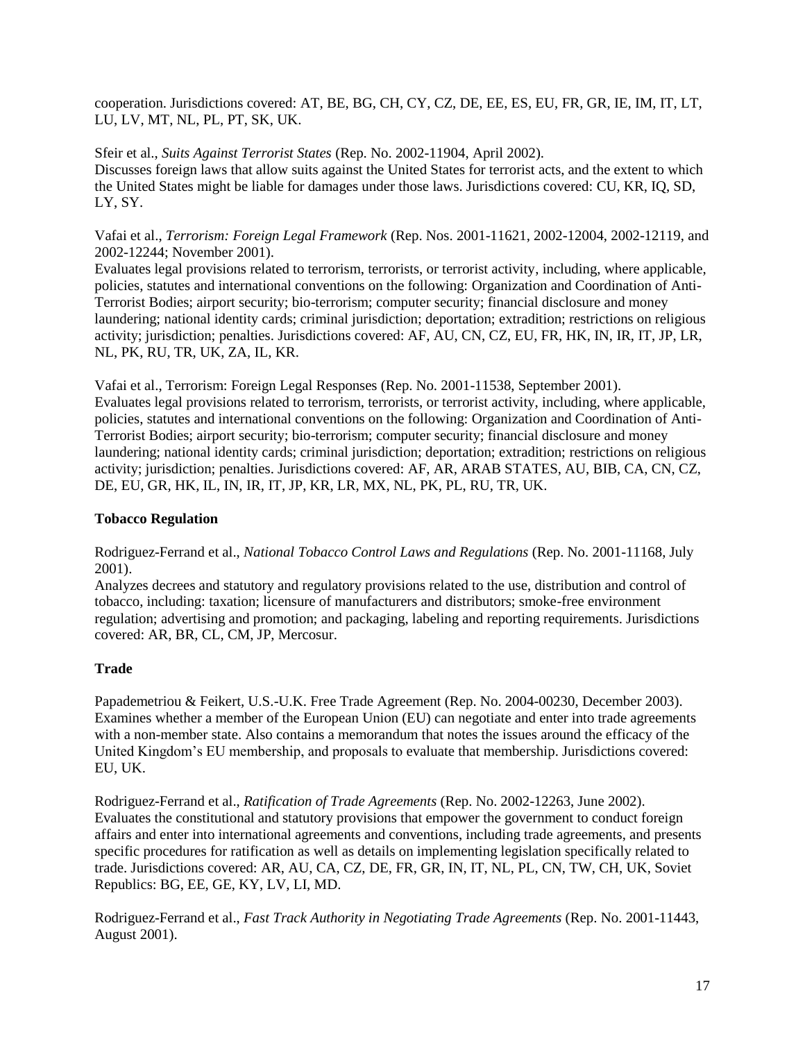cooperation. Jurisdictions covered: AT, BE, BG, CH, CY, CZ, DE, EE, ES, EU, FR, GR, IE, IM, IT, LT, LU, LV, MT, NL, PL, PT, SK, UK.

Sfeir et al., *Suits Against Terrorist States* (Rep. No. 2002-11904, April 2002).
Discusses foreign laws that allow suits against the United States for terrorist acts, and the extent to which the United States might be liable for damages under those laws. Jurisdictions covered: CU, KR, IQ, SD, LY, SY.

Vafai et al., *Terrorism: Foreign Legal Framework* (Rep. Nos. 2001-11621, 2002-12004, 2002-12119, and 2002-12244; November 2001).
Evaluates legal provisions related to terrorism, terrorists, or terrorist activity, including, where applicable, policies, statutes and international conventions on the following: Organization and Coordination of Anti-Terrorist Bodies; airport security; bio-terrorism; computer security; financial disclosure and money laundering; national identity cards; criminal jurisdiction; deportation; extradition; restrictions on religious activity; jurisdiction; penalties. Jurisdictions covered: AF, AU, CN, CZ, EU, FR, HK, IN, IR, IT, JP, LR, NL, PK, RU, TR, UK, ZA, IL, KR.

Vafai et al., Terrorism: Foreign Legal Responses (Rep. No. 2001-11538, September 2001).
Evaluates legal provisions related to terrorism, terrorists, or terrorist activity, including, where applicable, policies, statutes and international conventions on the following: Organization and Coordination of Anti-Terrorist Bodies; airport security; bio-terrorism; computer security; financial disclosure and money laundering; national identity cards; criminal jurisdiction; deportation; extradition; restrictions on religious activity; jurisdiction; penalties. Jurisdictions covered: AF, AR, ARAB STATES, AU, BIB, CA, CN, CZ, DE, EU, GR, HK, IL, IN, IR, IT, JP, KR, LR, MX, NL, PK, PL, RU, TR, UK.

**Tobacco Regulation**

Rodriguez-Ferrand et al., *National Tobacco Control Laws and Regulations* (Rep. No. 2001-11168, July 2001).
Analyzes decrees and statutory and regulatory provisions related to the use, distribution and control of tobacco, including: taxation; licensure of manufacturers and distributors; smoke-free environment regulation; advertising and promotion; and packaging, labeling and reporting requirements. Jurisdictions covered: AR, BR, CL, CM, JP, Mercosur.

**Trade**

Papademetriou & Feikert, U.S.-U.K. Free Trade Agreement (Rep. No. 2004-00230, December 2003).
Examines whether a member of the European Union (EU) can negotiate and enter into trade agreements with a non-member state. Also contains a memorandum that notes the issues around the efficacy of the United Kingdom's EU membership, and proposals to evaluate that membership. Jurisdictions covered: EU, UK.

Rodriguez-Ferrand et al., *Ratification of Trade Agreements* (Rep. No. 2002-12263, June 2002).
Evaluates the constitutional and statutory provisions that empower the government to conduct foreign affairs and enter into international agreements and conventions, including trade agreements, and presents specific procedures for ratification as well as details on implementing legislation specifically related to trade. Jurisdictions covered: AR, AU, CA, CZ, DE, FR, GR, IN, IT, NL, PL, CN, TW, CH, UK, Soviet Republics: BG, EE, GE, KY, LV, LI, MD.

Rodriguez-Ferrand et al., *Fast Track Authority in Negotiating Trade Agreements* (Rep. No. 2001-11443, August 2001).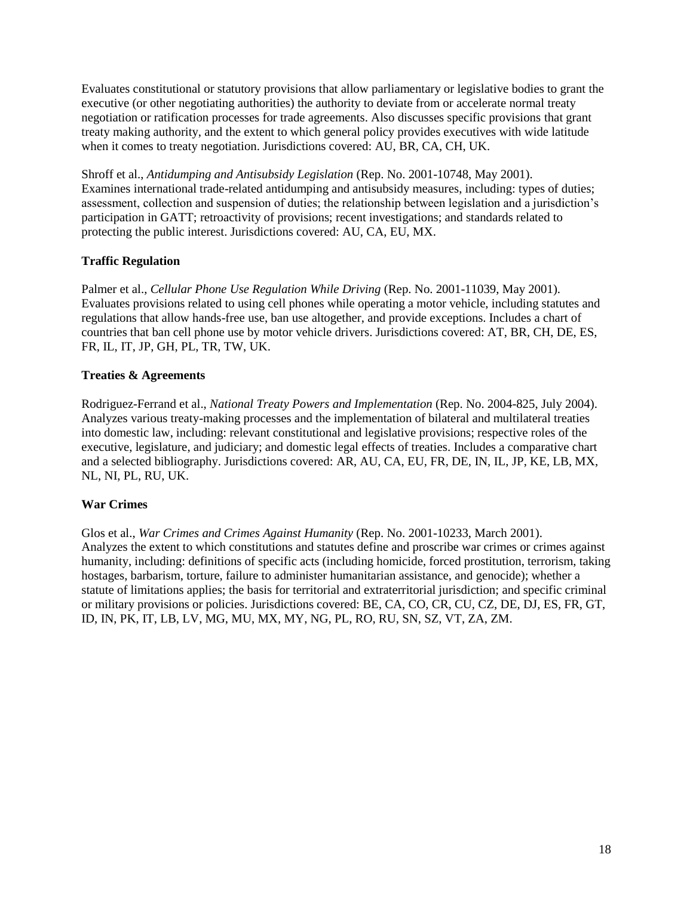Evaluates constitutional or statutory provisions that allow parliamentary or legislative bodies to grant the executive (or other negotiating authorities) the authority to deviate from or accelerate normal treaty negotiation or ratification processes for trade agreements. Also discusses specific provisions that grant treaty making authority, and the extent to which general policy provides executives with wide latitude when it comes to treaty negotiation. Jurisdictions covered: AU, BR, CA, CH, UK.

Shroff et al., *Antidumping and Antisubsidy Legislation* (Rep. No. 2001-10748, May 2001). Examines international trade-related antidumping and antisubsidy measures, including: types of duties; assessment, collection and suspension of duties; the relationship between legislation and a jurisdiction's participation in GATT; retroactivity of provisions; recent investigations; and standards related to protecting the public interest. Jurisdictions covered: AU, CA, EU, MX.

**Traffic Regulation**

Palmer et al., *Cellular Phone Use Regulation While Driving* (Rep. No. 2001-11039, May 2001). Evaluates provisions related to using cell phones while operating a motor vehicle, including statutes and regulations that allow hands-free use, ban use altogether, and provide exceptions. Includes a chart of countries that ban cell phone use by motor vehicle drivers. Jurisdictions covered: AT, BR, CH, DE, ES, FR, IL, IT, JP, GH, PL, TR, TW, UK.

**Treaties & Agreements**

Rodriguez-Ferrand et al., *National Treaty Powers and Implementation* (Rep. No. 2004-825, July 2004). Analyzes various treaty-making processes and the implementation of bilateral and multilateral treaties into domestic law, including: relevant constitutional and legislative provisions; respective roles of the executive, legislature, and judiciary; and domestic legal effects of treaties. Includes a comparative chart and a selected bibliography. Jurisdictions covered: AR, AU, CA, EU, FR, DE, IN, IL, JP, KE, LB, MX, NL, NI, PL, RU, UK.

**War Crimes**

Glos et al., *War Crimes and Crimes Against Humanity* (Rep. No. 2001-10233, March 2001). Analyzes the extent to which constitutions and statutes define and proscribe war crimes or crimes against humanity, including: definitions of specific acts (including homicide, forced prostitution, terrorism, taking hostages, barbarism, torture, failure to administer humanitarian assistance, and genocide); whether a statute of limitations applies; the basis for territorial and extraterritorial jurisdiction; and specific criminal or military provisions or policies. Jurisdictions covered: BE, CA, CO, CR, CU, CZ, DE, DJ, ES, FR, GT, ID, IN, PK, IT, LB, LV, MG, MU, MX, MY, NG, PL, RO, RU, SN, SZ, VT, ZA, ZM.